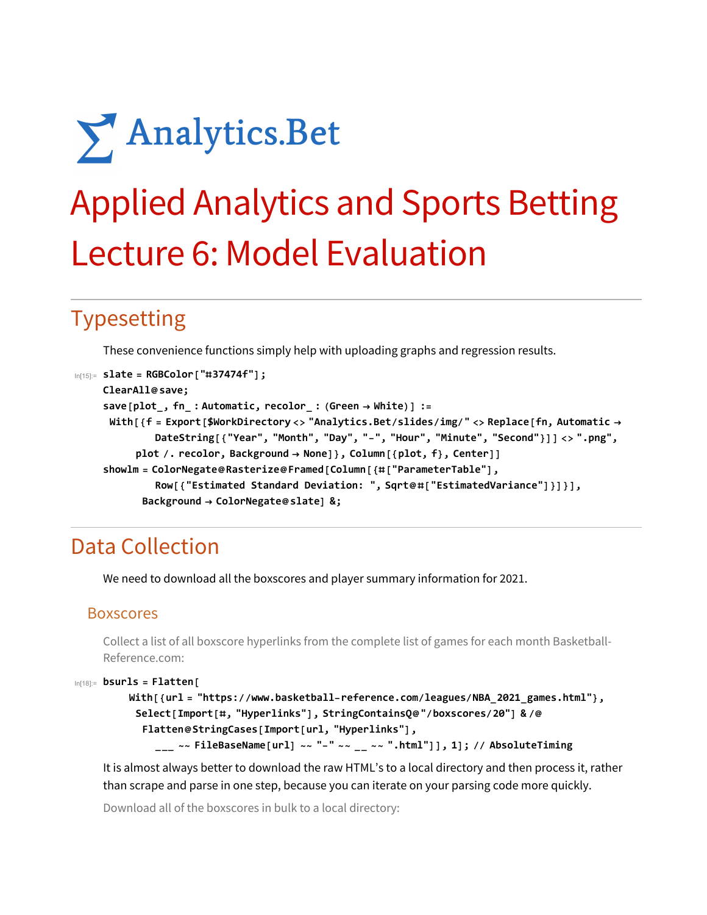# Σ Analytics.Bet

# Applied Analytics and Sports Betting

# Lecture 6: Model Evaluation

## Typesetting

These convenience functions simply help with uploading graphs and regression results.

```
In[15]:= slate = RGBColor["#37474f"];
ClearAll@save;
save[plot_, fn_ : Automatic, recolor_ : (Green → White)] :=
 With[{f = Export[$WorkDirectory <> "Analytics.Bet/slides/img/" <> Replace[fn, Automatic →
        DateString[{"Year", "Month", "Day", "-", "Hour", "Minute", "Second"}]] <> ".png",
     plot /. recolor, Background → None]}, Column[{plot, f}, Center]]
showlm = ColorNegate@Rasterize@Framed[Column[{#["ParameterTable"],
        Row[{"Estimated Standard Deviation: ", Sqrt@#["EstimatedVariance"]}]}],
      Background → ColorNegate@slate] &;
```

## Data Collection

We need to download all the boxscores and player summary information for 2021.

### Boxscores

Collect a list of all boxscore hyperlinks from the complete list of games for each month Basketball-Reference.com:

```
In[18]:= bsurls = Flatten[
    With[{url = "https://www.basketball-reference.com/leagues/NBA_2021_games.html"},
     Select[Import[#, "Hyperlinks"], StringContainsQ@"/boxscores/20"] & /@
      Flatten@StringCases[Import[url, "Hyperlinks"],
        ___ ~~ FileBaseName[url] ~~ "-" ~~ __ ~~ ".html"]], 1]; // AbsoluteTiming
```

It is almost always better to download the raw HTML's to a local directory and then process it, rather than scrape and parse in one step, because you can iterate on your parsing code more quickly.

Download all of the boxscores in bulk to a local directory: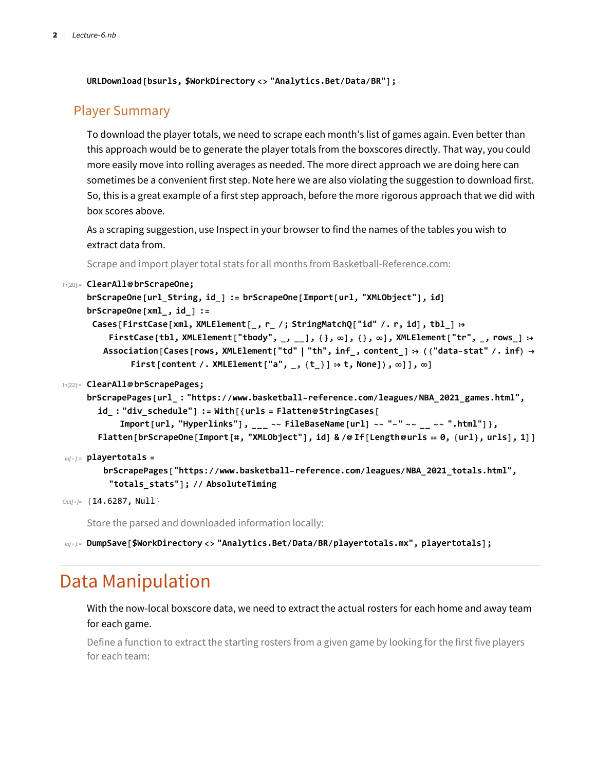```
URLDownload[bsurls, $WorkDirectory <> "Analytics.Bet/Data/BR"];
```

## Player Summary

To download the player totals, we need to scrape each month’s list of games again. Even better than this approach would be to generate the player totals from the boxscores directly. That way, you could more easily move into rolling averages as needed. The more direct approach we are doing here can sometimes be a convenient first step. Note here we are also violating the suggestion to download first. So, this is a great example of a first step approach, before the more rigorous approach that we did with box scores above.

As a scraping suggestion, use Inspect in your browser to find the names of the tables you wish to extract data from.

Scrape and import player total stats for all months from Basketball-Reference.com:

```
In[20]:= ClearAll@brScrapeOne;
brScrapeOne[url_String, id_] := brScrapeOne[Import[url, "XMLObject"], id]
brScrapeOne[xml_, id_] :=
 Cases[FirstCase[xml, XMLElement[_, r_ /; StringMatchQ["id" /. r, id], tbl_] :>
    FirstCase[tbl, XMLElement["tbody", _, __], {}, ∞], {}, ∞], XMLElement["tr", _, rows_] :>
   Association[Cases[rows, XMLElement["td" | "th", inf_, content_] :> (("data-stat" /. inf) →
        First[content /. XMLElement["a", _, {t_}] :> t, None]), ∞]], ∞]
```

```
In[22]:= ClearAll@brScrapePages;
brScrapePages[url_ : "https://www.basketball-reference.com/leagues/NBA_2021_games.html",
   id_ : "div_schedule"] := With[{urls = Flatten@StringCases[
      Import[url, "Hyperlinks"], ___ ~~ FileBaseName[url] ~~ "-" ~~ __ ~~ ".html"]},
   Flatten[brScrapeOne[Import[#, "XMLObject"], id] & /@ If[Length@urls == 0, {url}, urls], 1]]
```

```
In[ ]:= playertotals =
    brScrapePages["https://www.basketball-reference.com/leagues/NBA_2021_totals.html",
     "totals_stats"]; // AbsoluteTiming

Out[ ]= {14.6287, Null}
```

Store the parsed and downloaded information locally:

```
In[ ]:= DumpSave[$WorkDirectory <> "Analytics.Bet/Data/BR/playertotals.mx", playertotals];
```

# Data Manipulation

With the now-local boxscore data, we need to extract the actual rosters for each home and away team for each game.

Define a function to extract the starting rosters from a given game by looking for the first five players for each team: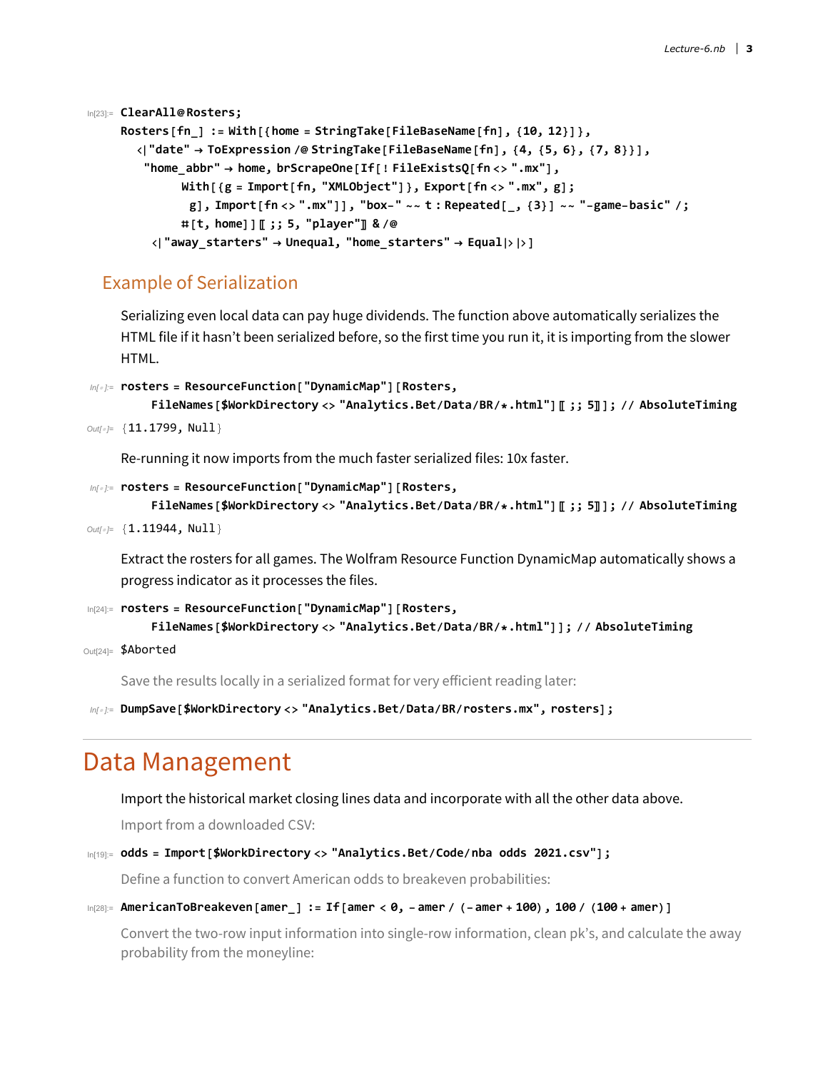```
In[23]:= ClearAll@Rosters;
Rosters[fn_] := With[{home = StringTake[FileBaseName[fn], {10, 12}]},
   <|"date" → ToExpression /@ StringTake[FileBaseName[fn], {4, {5, 6}, {7, 8}}],
    "home_abbr" → home, brScrapeOne[If[! FileExistsQ[fn <> ".mx"],
         With[{g = Import[fn, "XMLObject"]}, Export[fn <> ".mx", g];
          g], Import[fn <> ".mx"]], "box-" ~~ t : Repeated[_, {3}] ~~ "-game-basic" /;
         #[t, home]][[ ;; 5, "player"]] & /@
     <|"away_starters" → Unequal, "home_starters" → Equal|>|>]
```

## Example of Serialization

Serializing even local data can pay huge dividends. The function above automatically serializes the HTML file if it hasn't been serialized before, so the first time you run it, it is importing from the slower HTML.

```
In[•]:= rosters = ResourceFunction["DynamicMap"][Rosters,
     FileNames[$WorkDirectory <> "Analytics.Bet/Data/BR/*.html"][[ ;; 5]]]; // AbsoluteTiming
Out[•]= {11.1799, Null}
```

Re-running it now imports from the much faster serialized files: 10x faster.

```
In[•]:= rosters = ResourceFunction["DynamicMap"][Rosters,
     FileNames[$WorkDirectory <> "Analytics.Bet/Data/BR/*.html"][[ ;; 5]]]; // AbsoluteTiming
Out[•]= {1.11944, Null}
```

Extract the rosters for all games. The Wolfram Resource Function DynamicMap automatically shows a progress indicator as it processes the files.

```
In[24]:= rosters = ResourceFunction["DynamicMap"][Rosters,
     FileNames[$WorkDirectory <> "Analytics.Bet/Data/BR/*.html"]]; // AbsoluteTiming
Out[24]= $Aborted
```

Save the results locally in a serialized format for very efficient reading later:

```
In[•]:= DumpSave[$WorkDirectory <> "Analytics.Bet/Data/BR/rosters.mx", rosters];
```

# Data Management

Import the historical market closing lines data and incorporate with all the other data above.

Import from a downloaded CSV:

```
In[19]:= odds = Import[$WorkDirectory <> "Analytics.Bet/Code/nba odds 2021.csv"];
```

Define a function to convert American odds to breakeven probabilities:

```
In[28]:= AmericanToBreakeven[amer_] := If[amer < 0, - amer / (- amer + 100), 100 / (100 + amer)]
```

Convert the two-row input information into single-row information, clean pk's, and calculate the away probability from the moneyline: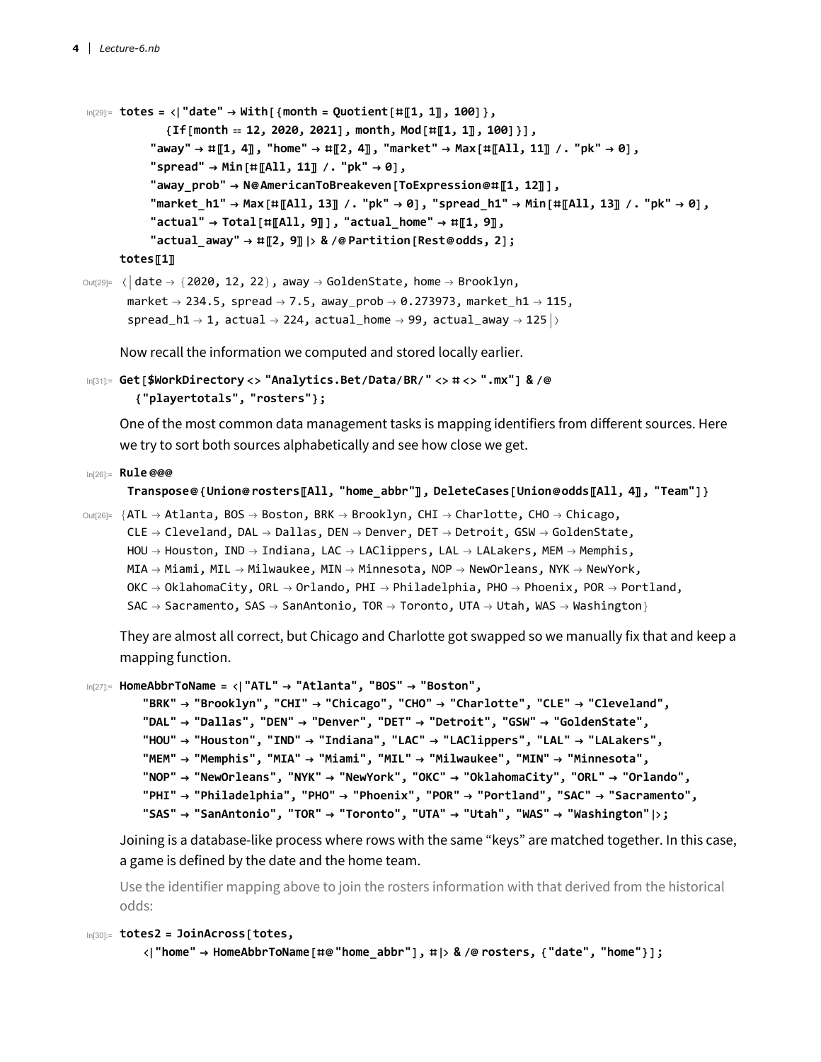```
In[29]:= totes = <|"date" → With[{month = Quotient[#[[1, 1]], 100]},
            {If[month == 12, 2020, 2021], month, Mod[#[[1, 1]], 100]}],
         "away" → #[[1, 4]], "home" → #[[2, 4]], "market" → Max[#[[All, 11]] /. "pk" → 0],
         "spread" → Min[#[[All, 11]] /. "pk" → 0],
         "away_prob" → N@AmericanToBreakeven[ToExpression@#[[1, 12]]],
         "market_h1" → Max[#[[All, 13]] /. "pk" → 0], "spread_h1" → Min[#[[All, 13]] /. "pk" → 0],
         "actual" → Total[#[[All, 9]]], "actual_home" → #[[1, 9]],
         "actual_away" → #[[2, 9]]|> & /@ Partition[Rest@odds, 2];
      totes[[1]]

Out[29]= <|date → {2020, 12, 22}, away → GoldenState, home → Brooklyn,
       market → 234.5, spread → 7.5, away_prob → 0.273973, market_h1 → 115,
       spread_h1 → 1, actual → 224, actual_home → 99, actual_away → 125|>
```

Now recall the information we computed and stored locally earlier.

```
In[31]:= Get[$WorkDirectory <> "Analytics.Bet/Data/BR/" <> # <> ".mx"] & /@
         {"playertotals", "rosters"};
```

One of the most common data management tasks is mapping identifiers from different sources. Here we try to sort both sources alphabetically and see how close we get.

```
In[26]:= Rule @@@
         Transpose@{Union@rosters[[All, "home_abbr"]], DeleteCases[Union@odds[[All, 4]], "Team"]}

Out[26]= {ATL → Atlanta, BOS → Boston, BRK → Brooklyn, CHI → Charlotte, CHO → Chicago,
        CLE → Cleveland, DAL → Dallas, DEN → Denver, DET → Detroit, GSW → GoldenState,
        HOU → Houston, IND → Indiana, LAC → LAClippers, LAL → LALakers, MEM → Memphis,
        MIA → Miami, MIL → Milwaukee, MIN → Minnesota, NOP → NewOrleans, NYK → NewYork,
        OKC → OklahomaCity, ORL → Orlando, PHI → Philadelphia, PHO → Phoenix, POR → Portland,
        SAC → Sacramento, SAS → SanAntonio, TOR → Toronto, UTA → Utah, WAS → Washington}
```

They are almost all correct, but Chicago and Charlotte got swapped so we manually fix that and keep a mapping function.

```
In[27]:= HomeAbbrToName = <|"ATL" → "Atlanta", "BOS" → "Boston",
         "BRK" → "Brooklyn", "CHI" → "Chicago", "CHO" → "Charlotte", "CLE" → "Cleveland",
         "DAL" → "Dallas", "DEN" → "Denver", "DET" → "Detroit", "GSW" → "GoldenState",
         "HOU" → "Houston", "IND" → "Indiana", "LAC" → "LAClippers", "LAL" → "LALakers",
         "MEM" → "Memphis", "MIA" → "Miami", "MIL" → "Milwaukee", "MIN" → "Minnesota",
         "NOP" → "NewOrleans", "NYK" → "NewYork", "OKC" → "OklahomaCity", "ORL" → "Orlando",
         "PHI" → "Philadelphia", "PHO" → "Phoenix", "POR" → "Portland", "SAC" → "Sacramento",
         "SAS" → "SanAntonio", "TOR" → "Toronto", "UTA" → "Utah", "WAS" → "Washington"|>;
```

Joining is a database-like process where rows with the same "keys" are matched together. In this case, a game is defined by the date and the home team.

Use the identifier mapping above to join the rosters information with that derived from the historical odds:

```
In[30]:= totes2 = JoinAcross[totes,
         <|"home" → HomeAbbrToName[#@"home_abbr"], #|> & /@ rosters, {"date", "home"}];
```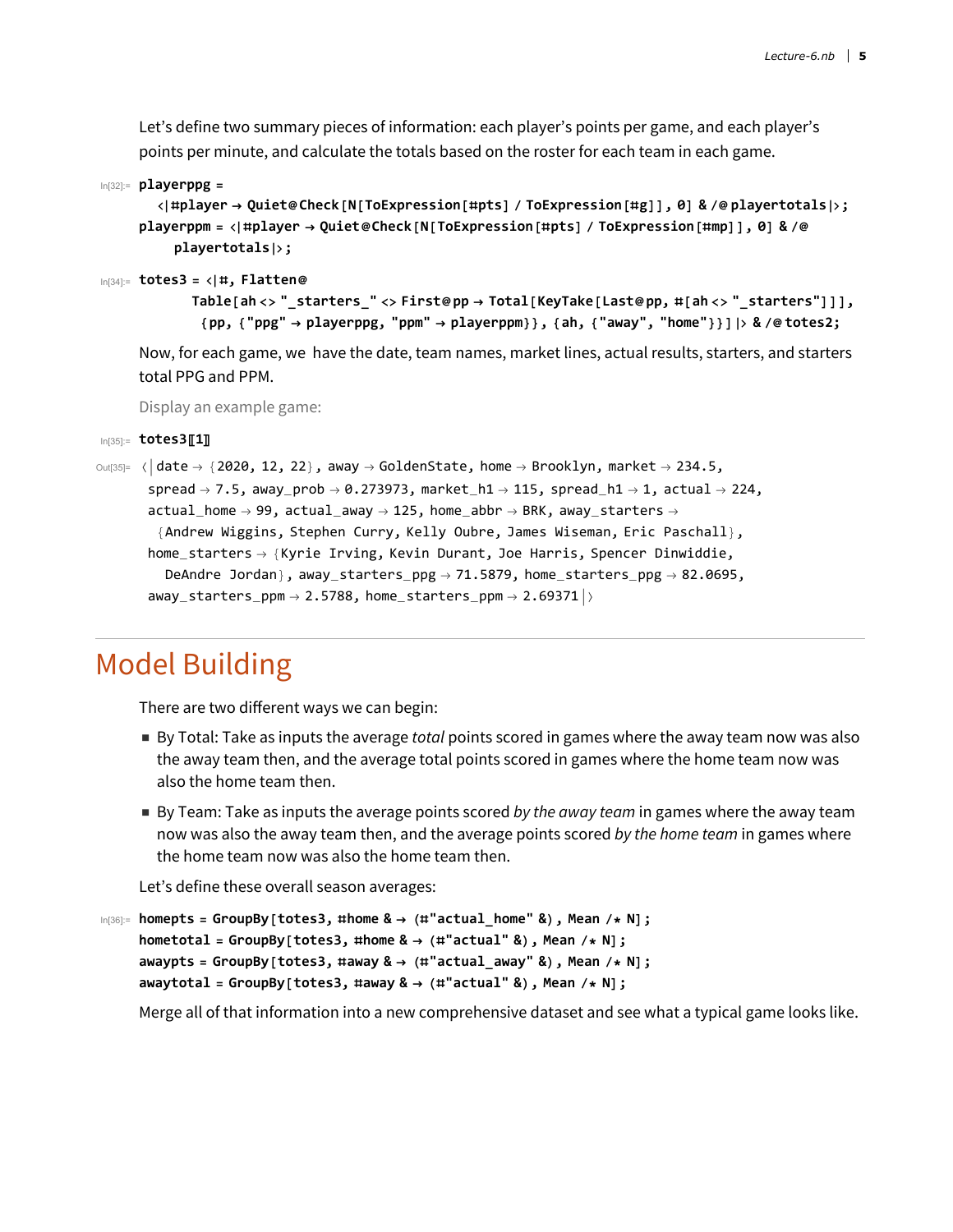Let's define two summary pieces of information: each player's points per game, and each player's points per minute, and calculate the totals based on the roster for each team in each game.

```
In[32]:= playerppg =
  <|#player → Quiet@Check[N[ToExpression[#pts] / ToExpression[#g]], 0] & /@ playertotals|>;
playerppm = <|#player → Quiet@Check[N[ToExpression[#pts] / ToExpression[#mp]], 0] & /@
    playertotals|>;
```

```
In[34]:= totes3 = <|#, Flatten@
      Table[ah <> "_starters_" <> First@pp → Total[KeyTake[Last@pp, #[ah <> "_starters"]]],
       {pp, {"ppg" → playerppg, "ppm" → playerppm}}, {ah, {"away", "home"}}] |> & /@ totes2;
```

Now, for each game, we have the date, team names, market lines, actual results, starters, and starters total PPG and PPM.

Display an example game:

```
In[35]:= totes3[[1]]
```

```
Out[35]= <|date → {2020, 12, 22}, away → GoldenState, home → Brooklyn, market → 234.5,
 spread → 7.5, away_prob → 0.273973, market_h1 → 115, spread_h1 → 1, actual → 224,
 actual_home → 99, actual_away → 125, home_abbr → BRK, away_starters →
  {Andrew Wiggins, Stephen Curry, Kelly Oubre, James Wiseman, Eric Paschall},
 home_starters → {Kyrie Irving, Kevin Durant, Joe Harris, Spencer Dinwiddie,
   DeAndre Jordan}, away_starters_ppg → 71.5879, home_starters_ppg → 82.0695,
 away_starters_ppm → 2.5788, home_starters_ppm → 2.69371|>
```

## Model Building

There are two different ways we can begin:

- By Total: Take as inputs the average *total* points scored in games where the away team now was also the away team then, and the average total points scored in games where the home team now was also the home team then.
- By Team: Take as inputs the average points scored *by the away team* in games where the away team now was also the away team then, and the average points scored *by the home team* in games where the home team now was also the home team then.

Let's define these overall season averages:

```
In[36]:= homepts = GroupBy[totes3, #home & → (#"actual_home" &), Mean /* N];
hometotal = GroupBy[totes3, #home & → (#"actual" &), Mean /* N];
awaypts = GroupBy[totes3, #away & → (#"actual_away" &), Mean /* N];
awaytotal = GroupBy[totes3, #away & → (#"actual" &), Mean /* N];
```

Merge all of that information into a new comprehensive dataset and see what a typical game looks like.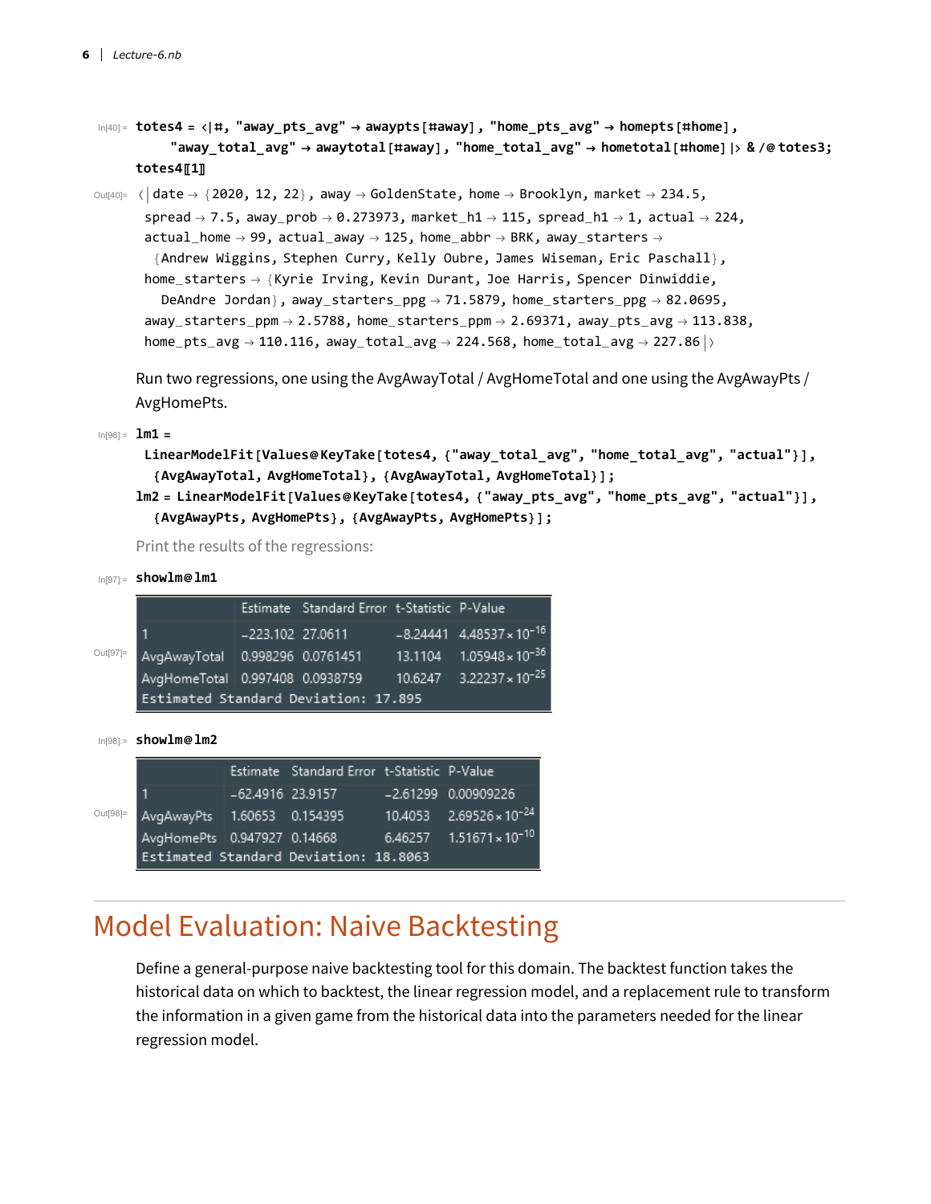```
In[40]:= totes4 = <|#, "away_pts_avg" → awaypts[#away], "home_pts_avg" → homepts[#home],
            "away_total_avg" → awaytotal[#away], "home_total_avg" → hometotal[#home] |> & /@ totes3;
         totes4[[1]]

Out[40]= <|date → {2020, 12, 22}, away → GoldenState, home → Brooklyn, market → 234.5,
          spread → 7.5, away_prob → 0.273973, market_h1 → 115, spread_h1 → 1, actual → 224,
          actual_home → 99, actual_away → 125, home_abbr → BRK, away_starters →
           {Andrew Wiggins, Stephen Curry, Kelly Oubre, James Wiseman, Eric Paschall},
          home_starters → {Kyrie Irving, Kevin Durant, Joe Harris, Spencer Dinwiddie,
            DeAndre Jordan}, away_starters_ppg → 71.5879, home_starters_ppg → 82.0695,
          away_starters_ppm → 2.5788, home_starters_ppm → 2.69371, away_pts_avg → 113.838,
          home_pts_avg → 110.116, away_total_avg → 224.568, home_total_avg → 227.86|>
```

Run two regressions, one using the AvgAwayTotal / AvgHomeTotal and one using the AvgAwayPts / AvgHomePts.

```
In[96]:= lm1 =
          LinearModelFit[Values@KeyTake[totes4, {"away_total_avg", "home_total_avg", "actual"}],
           {AvgAwayTotal, AvgHomeTotal}, {AvgAwayTotal, AvgHomeTotal}];
         lm2 = LinearModelFit[Values@KeyTake[totes4, {"away_pts_avg", "home_pts_avg", "actual"}],
           {AvgAwayPts, AvgHomePts}, {AvgAwayPts, AvgHomePts}];
```

Print the results of the regressions:

```
In[97]:= showlm@lm1
```

Out[97]=

| | Estimate | Standard Error | t-Statistic | P-Value |
|---|---|---|---|---|
| 1 | -223.102 | 27.0611 | -8.24441 | $4.48537 \times 10^{-16}$ |
| AvgAwayTotal | 0.998296 | 0.0761451 | 13.1104 | $1.05948 \times 10^{-36}$ |
| AvgHomeTotal | 0.997408 | 0.0938759 | 10.6247 | $3.22237 \times 10^{-25}$ |

Estimated Standard Deviation: 17.895

```
In[98]:= showlm@lm2
```

Out[98]=

| | Estimate | Standard Error | t-Statistic | P-Value |
|---|---|---|---|---|
| 1 | -62.4916 | 23.9157 | -2.61299 | 0.00909226 |
| AvgAwayPts | 1.60653 | 0.154395 | 10.4053 | $2.69526 \times 10^{-24}$ |
| AvgHomePts | 0.947927 | 0.14668 | 6.46257 | $1.51671 \times 10^{-10}$ |

Estimated Standard Deviation: 18.8063

# Model Evaluation: Naive Backtesting

Define a general-purpose naive backtesting tool for this domain. The backtest function takes the historical data on which to backtest, the linear regression model, and a replacement rule to transform the information in a given game from the historical data into the parameters needed for the linear regression model.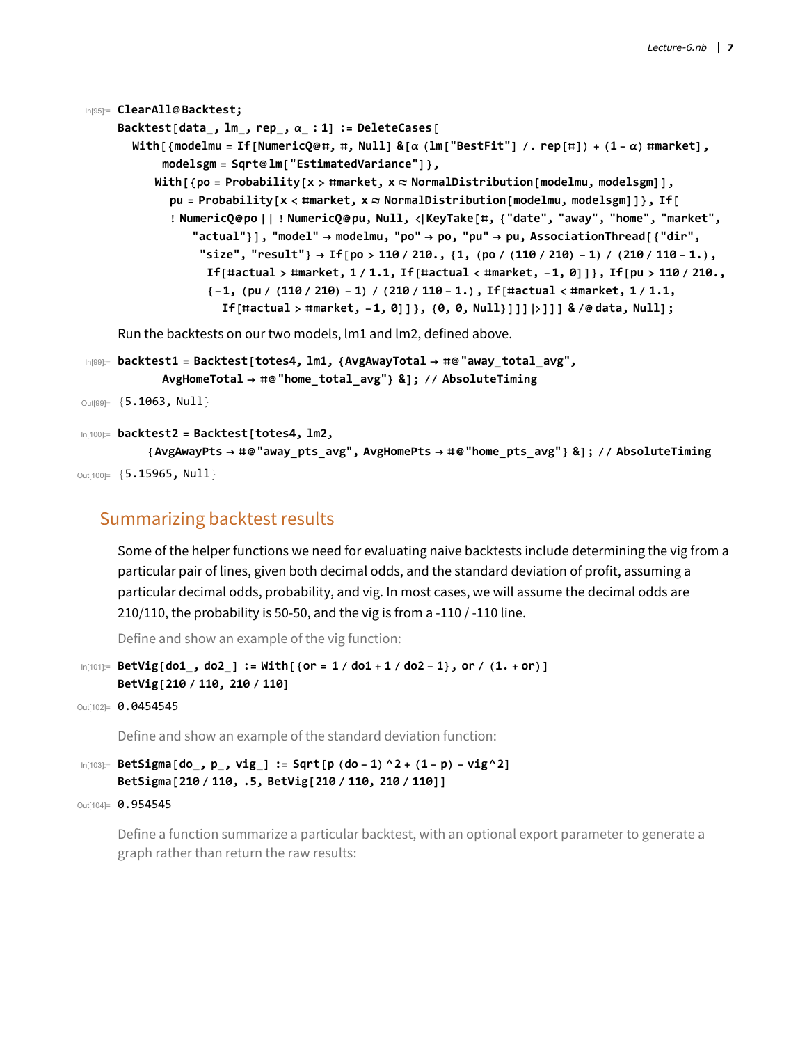```
In[95]:= ClearAll@Backtest;
Backtest[data_, lm_, rep_, α_ : 1] := DeleteCases[
  With[{modelmu = If[NumericQ@#, #, Null] &[α (lm["BestFit"] /. rep[#]) + (1 - α) #market],
     modelsgm = Sqrt@lm["EstimatedVariance"]},
    With[{po = Probability[x > #market, x ≈ NormalDistribution[modelmu, modelsgm]],
      pu = Probability[x < #market, x ≈ NormalDistribution[modelmu, modelsgm]]}, If[
      ! NumericQ@po || ! NumericQ@pu, Null, <|KeyTake[#, {"date", "away", "home", "market",
          "actual"}], "model" → modelmu, "po" → po, "pu" → pu, AssociationThread[{"dir",
           "size", "result"} → If[po > 110 / 210., {1, (po / (110 / 210) - 1) / (210 / 110 - 1.),
            If[#actual > #market, 1 / 1.1, If[#actual < #market, -1, 0]]}, If[pu > 110 / 210.,
            {-1, (pu / (110 / 210) - 1) / (210 / 110 - 1.), If[#actual < #market, 1 / 1.1,
              If[#actual > #market, -1, 0]]}, {0, 0, Null}]]]|>]]] & /@ data, Null];
```

Run the backtests on our two models, lm1 and lm2, defined above.

```
In[99]:= backtest1 = Backtest[totes4, lm1, {AvgAwayTotal → #@"away_total_avg",
      AvgHomeTotal → #@"home_total_avg"} &]; // AbsoluteTiming

Out[99]= {5.1063, Null}
```

```
In[100]:= backtest2 = Backtest[totes4, lm2,
     {AvgAwayPts → #@"away_pts_avg", AvgHomePts → #@"home_pts_avg"} &]; // AbsoluteTiming

Out[100]= {5.15965, Null}
```

## Summarizing backtest results

Some of the helper functions we need for evaluating naive backtests include determining the vig from a particular pair of lines, given both decimal odds, and the standard deviation of profit, assuming a particular decimal odds, probability, and vig. In most cases, we will assume the decimal odds are 210/110, the probability is 50-50, and the vig is from a -110 / -110 line.

Define and show an example of the vig function:

```
In[101]:= BetVig[do1_, do2_] := With[{or = 1 / do1 + 1 / do2 - 1}, or / (1. + or)]
BetVig[210 / 110, 210 / 110]

Out[102]= 0.0454545
```

Define and show an example of the standard deviation function:

```
In[103]:= BetSigma[do_, p_, vig_] := Sqrt[p (do - 1) ^2 + (1 - p) - vig^2]
BetSigma[210 / 110, .5, BetVig[210 / 110, 210 / 110]]

Out[104]= 0.954545
```

Define a function summarize a particular backtest, with an optional export parameter to generate a graph rather than return the raw results: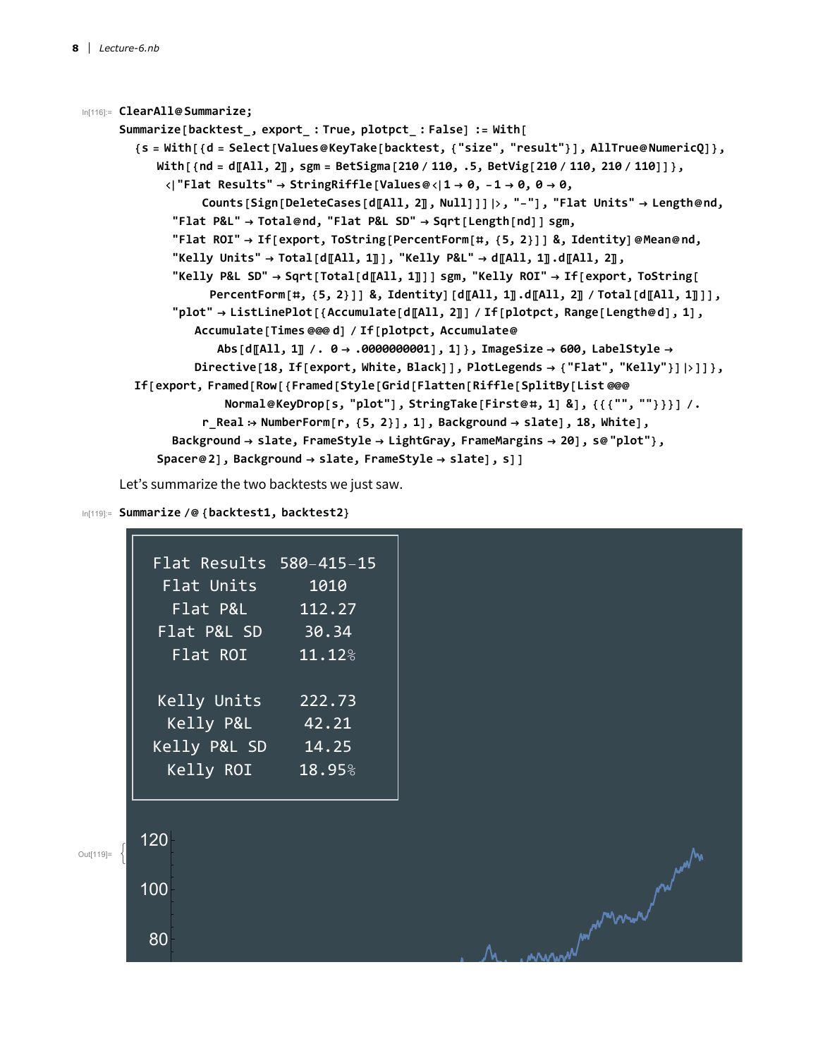In[116]:=
```
ClearAll@Summarize;
Summarize[backtest_, export_ : True, plotpct_ : False] := With[
  {s = With[{d = Select[Values@KeyTake[backtest, {"size", "result"}], AllTrue@NumericQ]},
     With[{nd = d[[All, 2]], sgm = BetSigma[210 / 110, .5, BetVig[210 / 110, 210 / 110]]},
      <|"Flat Results" → StringRiffle[Values@<|1 → 0, -1 → 0, 0 → 0,
            Counts[Sign[DeleteCases[d[[All, 2]], Null]]]|>, "-"], "Flat Units" → Length@nd,
       "Flat P&L" → Total@nd, "Flat P&L SD" → Sqrt[Length[nd]] sgm,
       "Flat ROI" → If[export, ToString[PercentForm[#, {5, 2}]] &, Identity]@Mean@nd,
       "Kelly Units" → Total[d[[All, 1]]], "Kelly P&L" → d[[All, 1]].d[[All, 2]],
       "Kelly P&L SD" → Sqrt[Total[d[[All, 1]]]] sgm, "Kelly ROI" → If[export, ToString[
            PercentForm[#, {5, 2}]] &, Identity][d[[All, 1]].d[[All, 2]] / Total[d[[All, 1]]]],
       "plot" → ListLinePlot[{Accumulate[d[[All, 2]]] / If[plotpct, Range[Length@d], 1],
           Accumulate[Times @@@ d] / If[plotpct, Accumulate@
               Abs[d[[All, 1]] /. 0 → .0000000001], 1]}, ImageSize → 600, LabelStyle →
           Directive[18, If[export, White, Black]], PlotLegends → {"Flat", "Kelly"}]|>]]},
  If[export, Framed[Row[{Framed[Style[Grid[Flatten[Riffle[SplitBy[List @@@
                Normal@KeyDrop[s, "plot"], StringTake[First@#, 1] &], {{{"", ""}}}] /.
             r_Real :→ NumberForm[r, {5, 2}], 1], Background → slate], 18, White],
        Background → slate, FrameStyle → LightGray, FrameMargins → 20], s@"plot"},
      Spacer@2], Background → slate, FrameStyle → slate], s]]
```

Let's summarize the two backtests we just saw.

In[119]:=
```
Summarize /@ {backtest1, backtest2}
```

Out[119]=

| | |
|---|---|
| Flat Results | 580–415–15 |
| Flat Units | 1010 |
| Flat P&L | 112.27 |
| Flat P&L SD | 30.34 |
| Flat ROI | 11.12% |
| | |
| Kelly Units | 222.73 |
| Kelly P&L | 42.21 |
| Kelly P&L SD | 14.25 |
| Kelly ROI | 18.95% |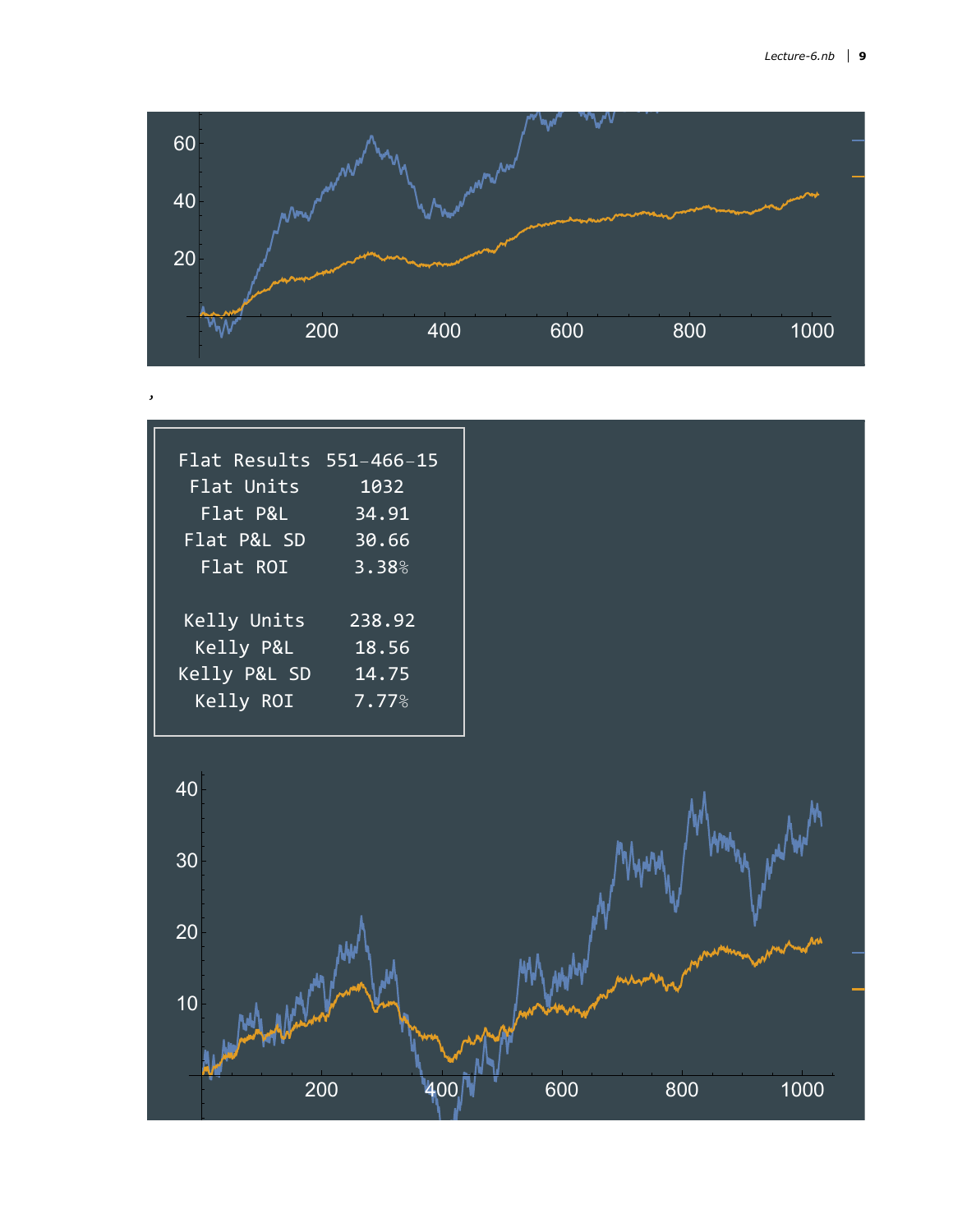,

```
Flat Results  551–466–15
  Flat Units      1032
   Flat P&L      34.91
 Flat P&L SD     30.66
   Flat ROI      3.38%

 Kelly Units    238.92
  Kelly P&L      18.56
Kelly P&L SD     14.75
  Kelly ROI      7.77%
```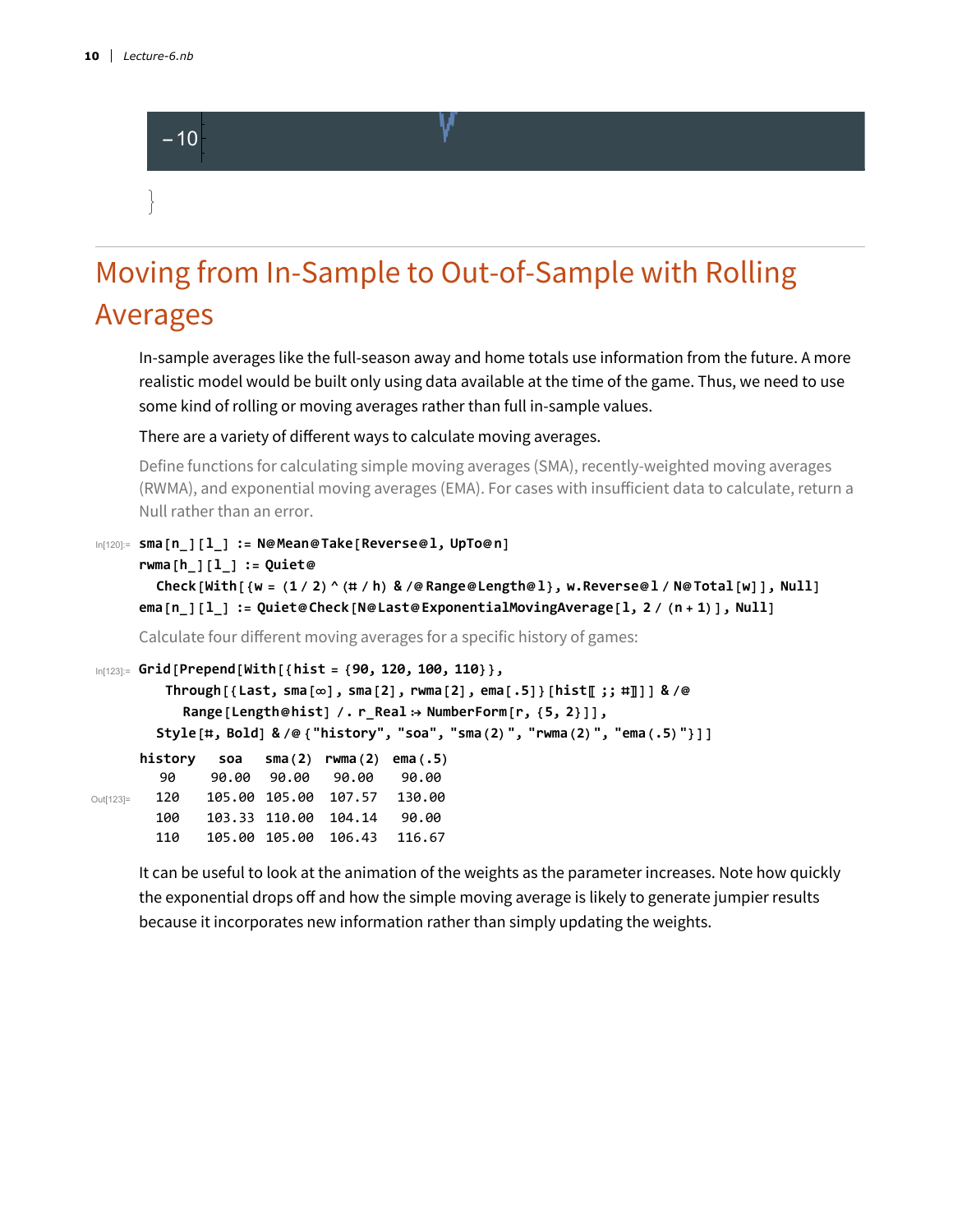−10

}

# Moving from In-Sample to Out-of-Sample with Rolling Averages

In-sample averages like the full-season away and home totals use information from the future. A more realistic model would be built only using data available at the time of the game. Thus, we need to use some kind of rolling or moving averages rather than full in-sample values.

There are a variety of different ways to calculate moving averages.

Define functions for calculating simple moving averages (SMA), recently-weighted moving averages (RWMA), and exponential moving averages (EMA). For cases with insufficient data to calculate, return a Null rather than an error.

```
In[120]:= sma[n_][l_] := N@Mean@Take[Reverse@l, UpTo@n]
rwma[h_][l_] := Quiet@
  Check[With[{w = (1/2)^(#/h) & /@ Range@Length@l}, w.Reverse@l / N@Total[w]], Null]
ema[n_][l_] := Quiet@Check[N@Last@ExponentialMovingAverage[l, 2/(n+1)], Null]
```

Calculate four different moving averages for a specific history of games:

```
In[123]:= Grid[Prepend[With[{hist = {90, 120, 100, 110}},
    Through[{Last, sma[∞], sma[2], rwma[2], ema[.5]}[hist[[;; #]]]] & /@
     Range[Length@hist] /. r_Real :> NumberForm[r, {5, 2}]],
  Style[#, Bold] & /@ {"history", "soa", "sma(2)", "rwma(2)", "ema(.5)"}]]
```

Out[123]=

| history | soa | sma(2) | rwma(2) | ema(.5) |
|---|---|---|---|---|
| 90 | 90.00 | 90.00 | 90.00 | 90.00 |
| 120 | 105.00 | 105.00 | 107.57 | 130.00 |
| 100 | 103.33 | 110.00 | 104.14 | 90.00 |
| 110 | 105.00 | 105.00 | 106.43 | 116.67 |

It can be useful to look at the animation of the weights as the parameter increases. Note how quickly the exponential drops off and how the simple moving average is likely to generate jumpier results because it incorporates new information rather than simply updating the weights.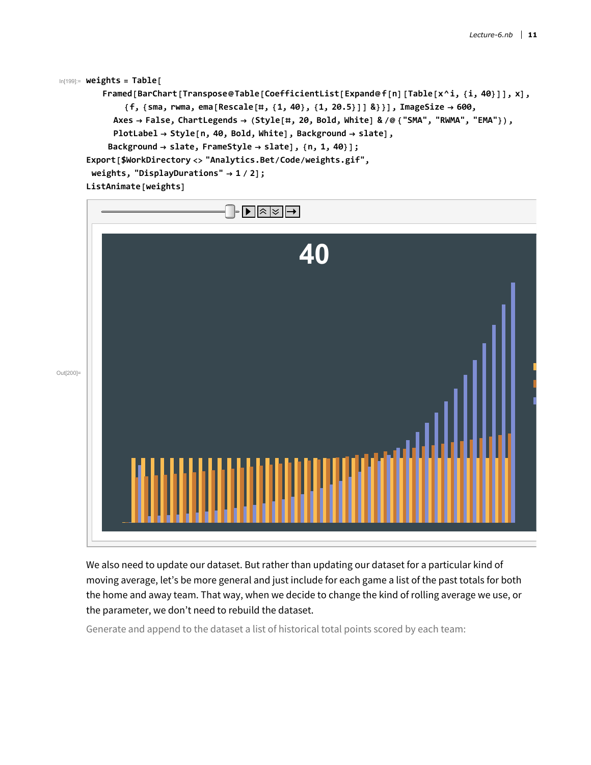```
In[199]:= weights = Table[
    Framed[BarChart[Transpose@Table[CoefficientList[Expand@f[n][Table[x^i, {i, 40}]], x],
        {f, {sma, rwma, ema[Rescale[#, {1, 40}, {1, 20.5}]] &}}], ImageSize → 600,
      Axes → False, ChartLegends → (Style[#, 20, Bold, White] & /@ {"SMA", "RWMA", "EMA"}),
      PlotLabel → Style[n, 40, Bold, White], Background → slate],
     Background → slate, FrameStyle → slate], {n, 1, 40}];
Export[$WorkDirectory <> "Analytics.Bet/Code/weights.gif",
  weights, "DisplayDurations" → 1 / 2];
ListAnimate[weights]
```

Out[200]=

We also need to update our dataset. But rather than updating our dataset for a particular kind of moving average, let's be more general and just include for each game a list of the past totals for both the home and away team. That way, when we decide to change the kind of rolling average we use, or the parameter, we don't need to rebuild the dataset.

Generate and append to the dataset a list of historical total points scored by each team: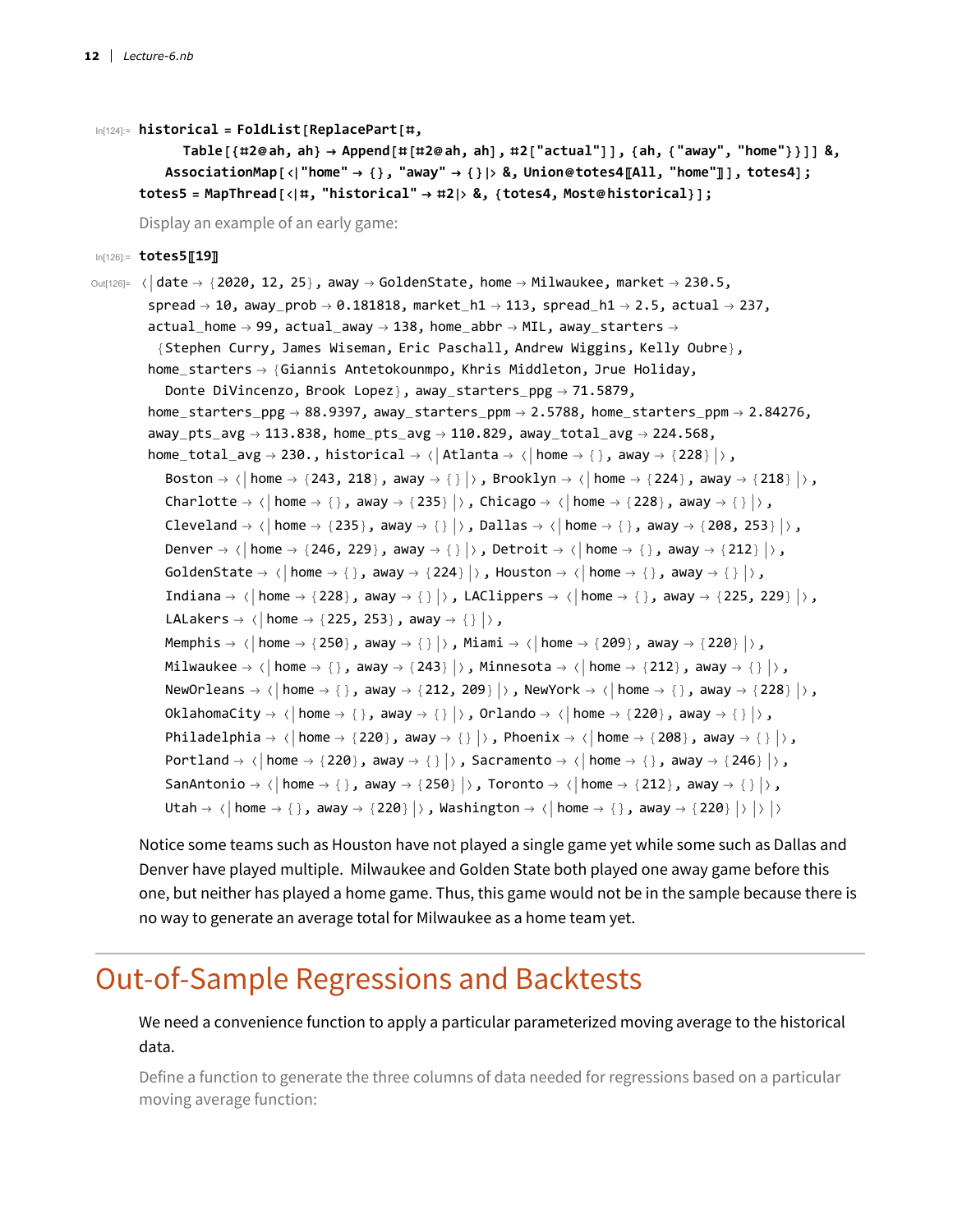```
In[124]:= historical = FoldList[ReplacePart[#,
      Table[{#2@ah, ah} → Append[#[#2@ah, ah], #2["actual"]], {ah, {"away", "home"}}]] &,
    AssociationMap[<|"home" → {}, "away" → {}|> &, Union@totes4[[All, "home"]]], totes4];
totes5 = MapThread[<|#, "historical" → #2|> &, {totes4, Most@historical}];
```

Display an example of an early game:

```
In[126]:= totes5[[19]]

Out[126]= <|date → {2020, 12, 25}, away → GoldenState, home → Milwaukee, market → 230.5,
  spread → 10, away_prob → 0.181818, market_h1 → 113, spread_h1 → 2.5, actual → 237,
  actual_home → 99, actual_away → 138, home_abbr → MIL, away_starters →
   {Stephen Curry, James Wiseman, Eric Paschall, Andrew Wiggins, Kelly Oubre},
  home_starters → {Giannis Antetokounmpo, Khris Middleton, Jrue Holiday,
    Donte DiVincenzo, Brook Lopez}, away_starters_ppg → 71.5879,
  home_starters_ppg → 88.9397, away_starters_ppm → 2.5788, home_starters_ppm → 2.84276,
  away_pts_avg → 113.838, home_pts_avg → 110.829, away_total_avg → 224.568,
  home_total_avg → 230., historical → <|Atlanta → <|home → {}, away → {228}|>,
    Boston → <|home → {243, 218}, away → {}|>, Brooklyn → <|home → {224}, away → {218}|>,
    Charlotte → <|home → {}, away → {235}|>, Chicago → <|home → {228}, away → {}|>,
    Cleveland → <|home → {235}, away → {}|>, Dallas → <|home → {}, away → {208, 253}|>,
    Denver → <|home → {246, 229}, away → {}|>, Detroit → <|home → {}, away → {212}|>,
    GoldenState → <|home → {}, away → {224}|>, Houston → <|home → {}, away → {}|>,
    Indiana → <|home → {228}, away → {}|>, LAClippers → <|home → {}, away → {225, 229}|>,
    LALakers → <|home → {225, 253}, away → {}|>,
    Memphis → <|home → {250}, away → {}|>, Miami → <|home → {209}, away → {220}|>,
    Milwaukee → <|home → {}, away → {243}|>, Minnesota → <|home → {212}, away → {}|>,
    NewOrleans → <|home → {}, away → {212, 209}|>, NewYork → <|home → {}, away → {228}|>,
    OklahomaCity → <|home → {}, away → {}|>, Orlando → <|home → {220}, away → {}|>,
    Philadelphia → <|home → {220}, away → {}|>, Phoenix → <|home → {208}, away → {}|>,
    Portland → <|home → {220}, away → {}|>, Sacramento → <|home → {}, away → {246}|>,
    SanAntonio → <|home → {}, away → {250}|>, Toronto → <|home → {212}, away → {}|>,
    Utah → <|home → {}, away → {220}|>, Washington → <|home → {}, away → {220}|>|>|>
```

Notice some teams such as Houston have not played a single game yet while some such as Dallas and Denver have played multiple. Milwaukee and Golden State both played one away game before this one, but neither has played a home game. Thus, this game would not be in the sample because there is no way to generate an average total for Milwaukee as a home team yet.

## Out-of-Sample Regressions and Backtests

We need a convenience function to apply a particular parameterized moving average to the historical data.

Define a function to generate the three columns of data needed for regressions based on a particular moving average function: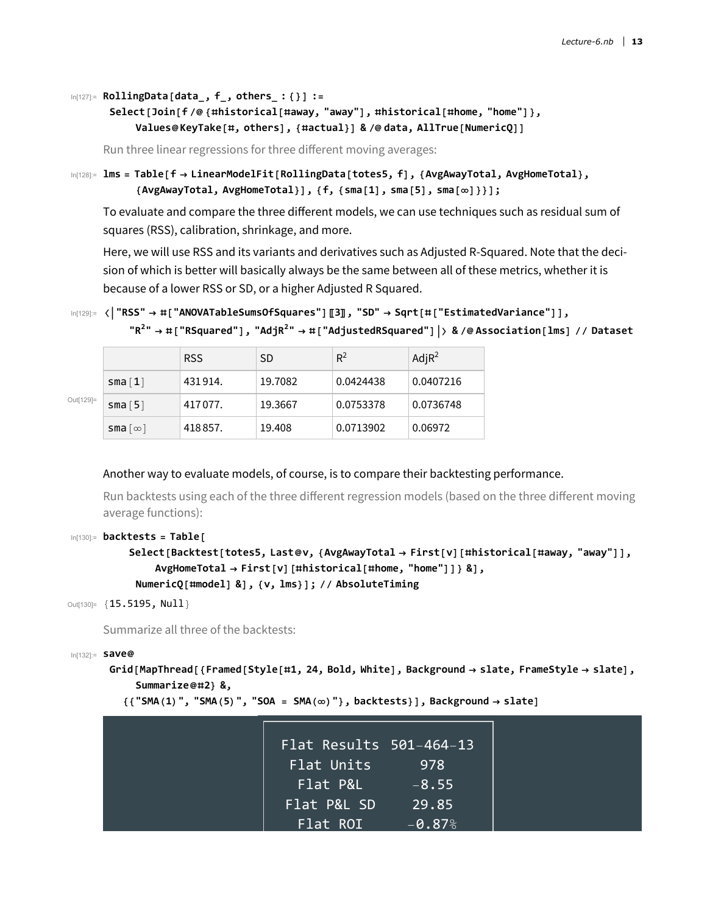```
In[127]:= RollingData[data_, f_, others_ : {}] :=
  Select[Join[f /@ {#historical[#away, "away"], #historical[#home, "home"]},
     Values@KeyTake[#, others], {#actual}] & /@ data, AllTrue[NumericQ]]
```

Run three linear regressions for three different moving averages:

```
In[128]:= lms = Table[f → LinearModelFit[RollingData[totes5, f], {AvgAwayTotal, AvgHomeTotal},
      {AvgAwayTotal, AvgHomeTotal}], {f, {sma[1], sma[5], sma[∞]}}];
```

To evaluate and compare the three different models, we can use techniques such as residual sum of squares (RSS), calibration, shrinkage, and more.

Here, we will use RSS and its variants and derivatives such as Adjusted R-Squared. Note that the decision of which is better will basically always be the same between all of these metrics, whether it is because of a lower RSS or SD, or a higher Adjusted R Squared.

```
In[129]:= <|"RSS" → #["ANOVATableSumsOfSquares"][[3]], "SD" → Sqrt[#["EstimatedVariance"]],
    "R²" → #["RSquared"], "AdjR²" → #["AdjustedRSquared"]|> & /@ Association[lms] // Dataset
```

Out[129]=

| | RSS | SD | $R^2$ | $AdjR^2$ |
|---|---|---|---|---|
| sma[1] | 431914. | 19.7082 | 0.0424438 | 0.0407216 |
| sma[5] | 417077. | 19.3667 | 0.0753378 | 0.0736748 |
| sma[∞] | 418857. | 19.408 | 0.0713902 | 0.06972 |

Another way to evaluate models, of course, is to compare their backtesting performance.

Run backtests using each of the three different regression models (based on the three different moving average functions):

```
In[130]:= backtests = Table[
     Select[Backtest[totes5, Last@v, {AvgAwayTotal → First[v][#historical[#away, "away"]],
        AvgHomeTotal → First[v][#historical[#home, "home"]]} &],
      NumericQ[#model] &], {v, lms}]; // AbsoluteTiming

Out[130]= {15.5195, Null}
```

Summarize all three of the backtests:

```
In[132]:= save@
  Grid[MapThread[{Framed[Style[#1, 24, Bold, White], Background → slate, FrameStyle → slate],
      Summarize@#2} &,
    {{"SMA(1)", "SMA(5)", "SOA = SMA(∞)"}, backtests}], Background → slate]
```

| | |
|---|---|
| Flat Results | 501–464–13 |
| Flat Units | 978 |
| Flat P&L | –8.55 |
| Flat P&L SD | 29.85 |
| Flat ROI | –0.87% |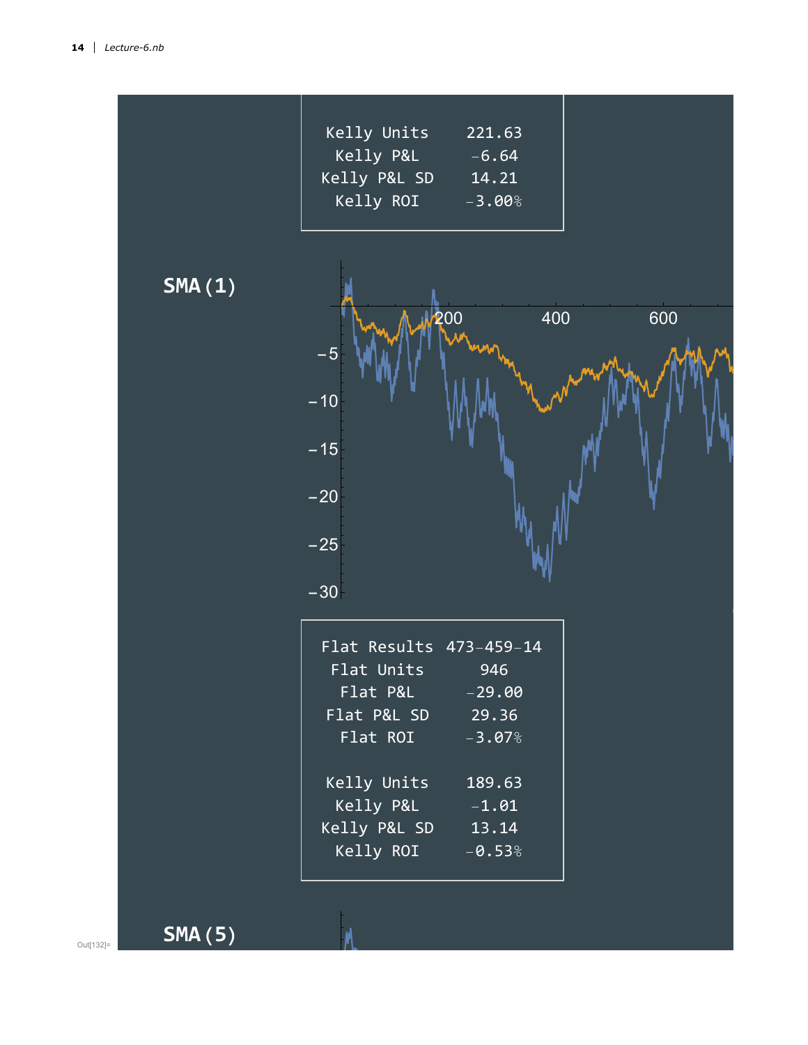| | |
|---|---|
| Kelly Units | 221.63 |
| Kelly P&L | −6.64 |
| Kelly P&L SD | 14.21 |
| Kelly ROI | −3.00% |

**SMA(1)**

| | |
|---|---|
| Flat Results | 473−459−14 |
| Flat Units | 946 |
| Flat P&L | −29.00 |
| Flat P&L SD | 29.36 |
| Flat ROI | −3.07% |
| | |
| Kelly Units | 189.63 |
| Kelly P&L | −1.01 |
| Kelly P&L SD | 13.14 |
| Kelly ROI | −0.53% |

**SMA(5)**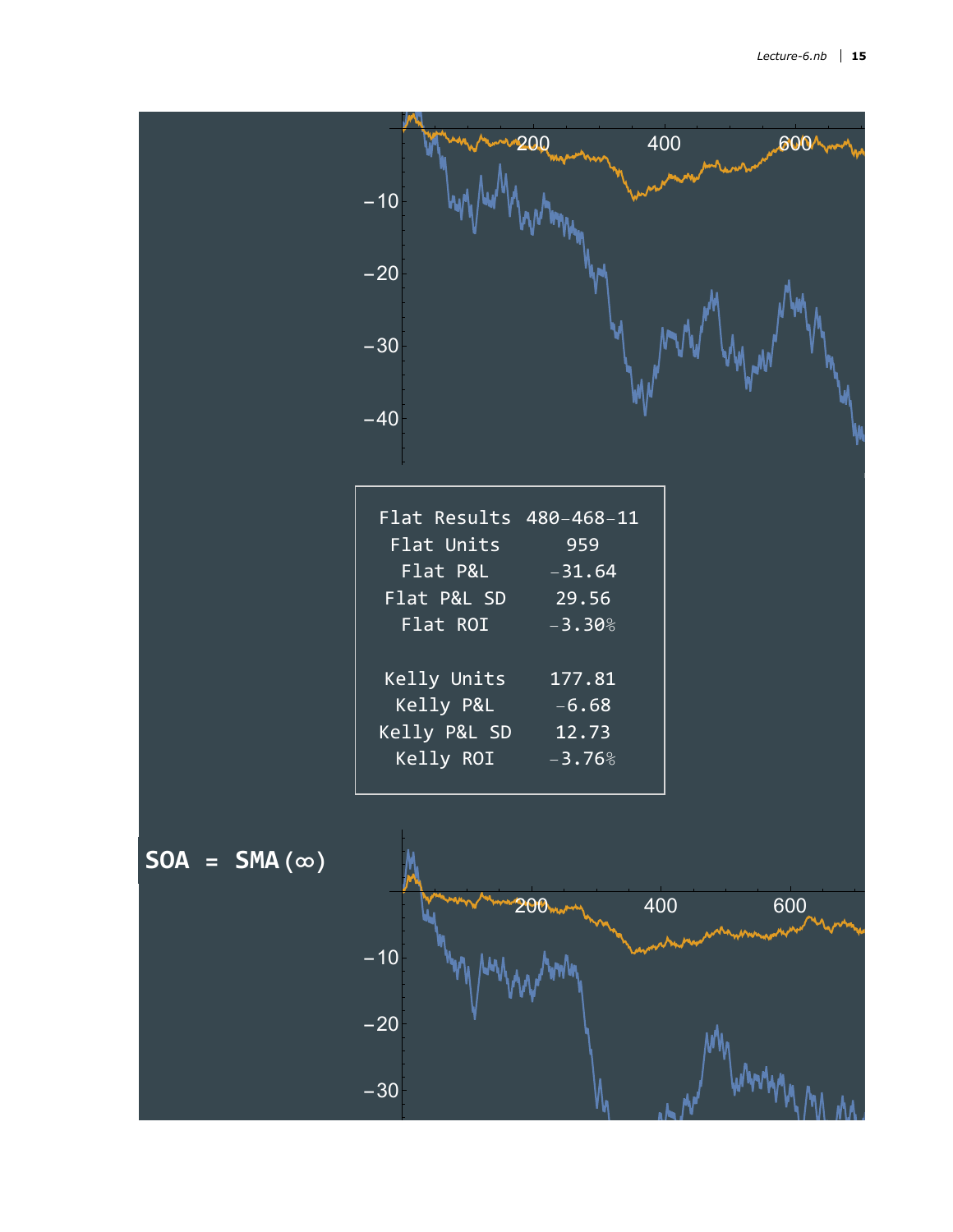| | |
|---|---|
| Flat Results | 480–468–11 |
| Flat Units | 959 |
| Flat P&L | –31.64 |
| Flat P&L SD | 29.56 |
| Flat ROI | –3.30% |
| | |
| Kelly Units | 177.81 |
| Kelly P&L | –6.68 |
| Kelly P&L SD | 12.73 |
| Kelly ROI | –3.76% |

**SOA = SMA(∞)**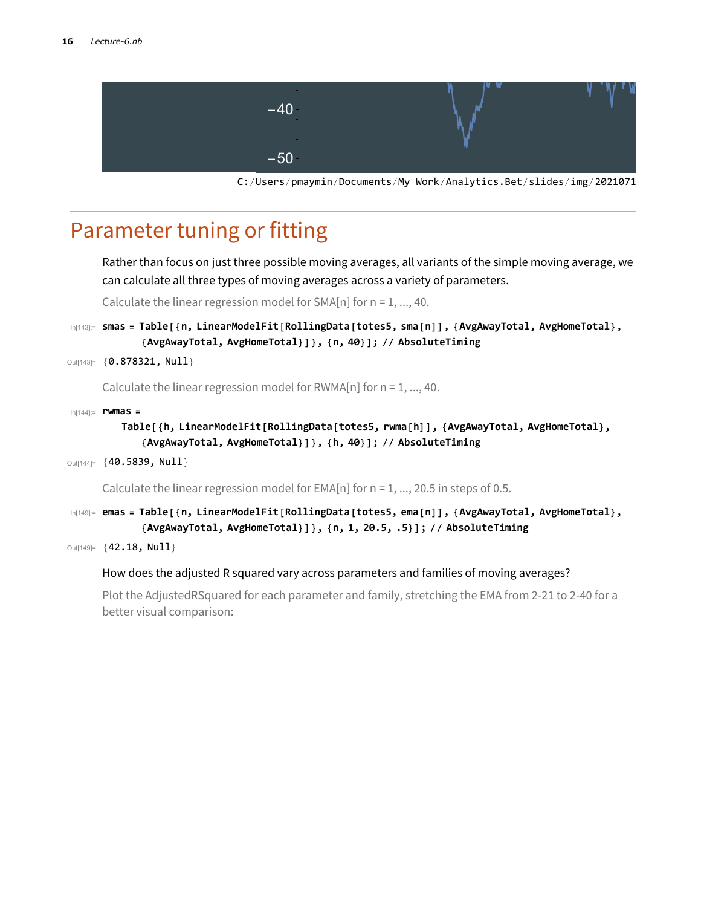C:/Users/pmaymin/Documents/My Work/Analytics.Bet/slides/img/2021071

## Parameter tuning or fitting

Rather than focus on just three possible moving averages, all variants of the simple moving average, we can calculate all three types of moving averages across a variety of parameters.

Calculate the linear regression model for SMA[n] for n = 1, ..., 40.

```
In[143]:= smas = Table[{n, LinearModelFit[RollingData[totes5, sma[n]], {AvgAwayTotal, AvgHomeTotal},
              {AvgAwayTotal, AvgHomeTotal}]}, {n, 40}]; // AbsoluteTiming

Out[143]= {0.878321, Null}
```

Calculate the linear regression model for RWMA[n] for n = 1, ..., 40.

```
In[144]:= rwmas =
            Table[{h, LinearModelFit[RollingData[totes5, rwma[h]], {AvgAwayTotal, AvgHomeTotal},
              {AvgAwayTotal, AvgHomeTotal}]}, {h, 40}]; // AbsoluteTiming

Out[144]= {40.5839, Null}
```

Calculate the linear regression model for EMA[n] for n = 1, ..., 20.5 in steps of 0.5.

```
In[149]:= emas = Table[{n, LinearModelFit[RollingData[totes5, ema[n]], {AvgAwayTotal, AvgHomeTotal},
              {AvgAwayTotal, AvgHomeTotal}]}, {n, 1, 20.5, .5}]; // AbsoluteTiming

Out[149]= {42.18, Null}
```

How does the adjusted R squared vary across parameters and families of moving averages?

Plot the AdjustedRSquared for each parameter and family, stretching the EMA from 2-21 to 2-40 for a better visual comparison: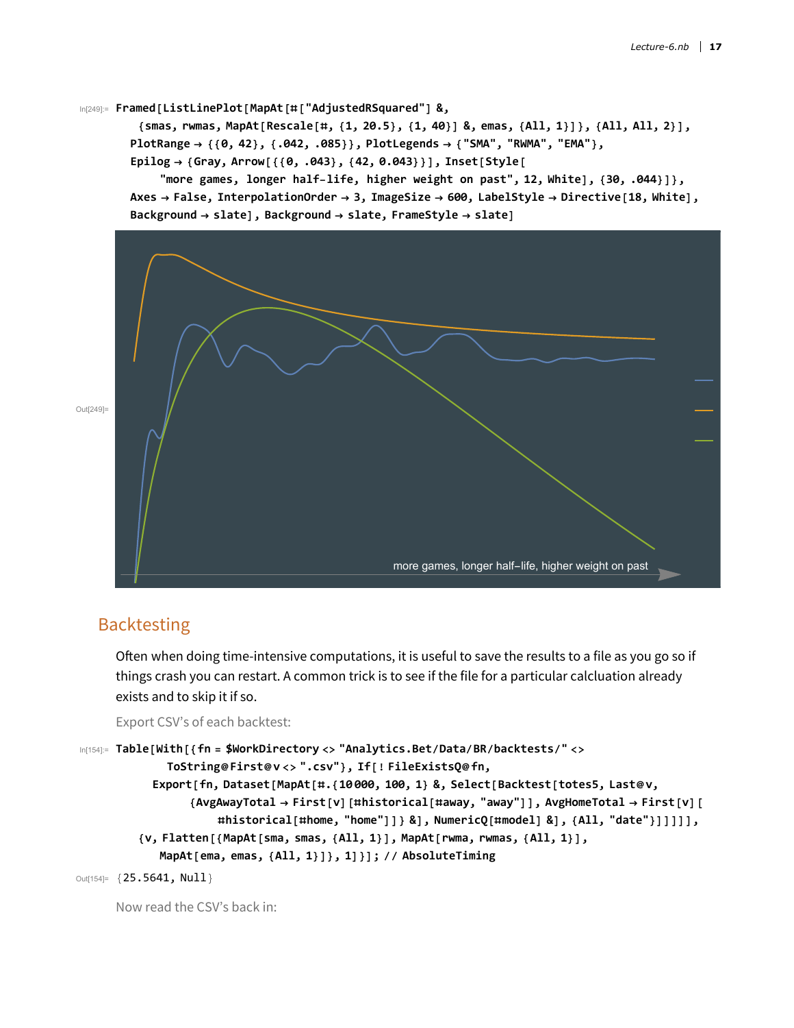```
In[249]:= Framed[ListLinePlot[MapAt[#["AdjustedRSquared"] &,
    {smas, rwmas, MapAt[Rescale[#, {1, 20.5}, {1, 40}] &, emas, {All, 1}]}, {All, All, 2}],
   PlotRange → {{0, 42}, {.042, .085}}, PlotLegends → {"SMA", "RWMA", "EMA"},
   Epilog → {Gray, Arrow[{{0, .043}, {42, 0.043}}], Inset[Style[
       "more games, longer half-life, higher weight on past", 12, White], {30, .044}]},
   Axes → False, InterpolationOrder → 3, ImageSize → 600, LabelStyle → Directive[18, White],
   Background → slate], Background → slate, FrameStyle → slate]
```

Out[249]=

more games, longer half–life, higher weight on past

## Backtesting

Often when doing time-intensive computations, it is useful to save the results to a file as you go so if things crash you can restart. A common trick is to see if the file for a particular calcluation already exists and to skip it if so.

Export CSV's of each backtest:

```
In[154]:= Table[With[{fn = $WorkDirectory <> "Analytics.Bet/Data/BR/backtests/" <>
      ToString@First@v <> ".csv"}, If[! FileExistsQ@fn,
     Export[fn, Dataset[MapAt[#.{10000, 100, 1} &, Select[Backtest[totes5, Last@v,
          {AvgAwayTotal → First[v][#historical[#away, "away"]], AvgHomeTotal → First[v][
              #historical[#home, "home"]]} &], NumericQ[#model] &], {All, "date"}]]]]],
   {v, Flatten[{MapAt[sma, smas, {All, 1}], MapAt[rwma, rwmas, {All, 1}],
      MapAt[ema, emas, {All, 1}]}, 1]}]; // AbsoluteTiming

Out[154]= {25.5641, Null}
```

Now read the CSV's back in: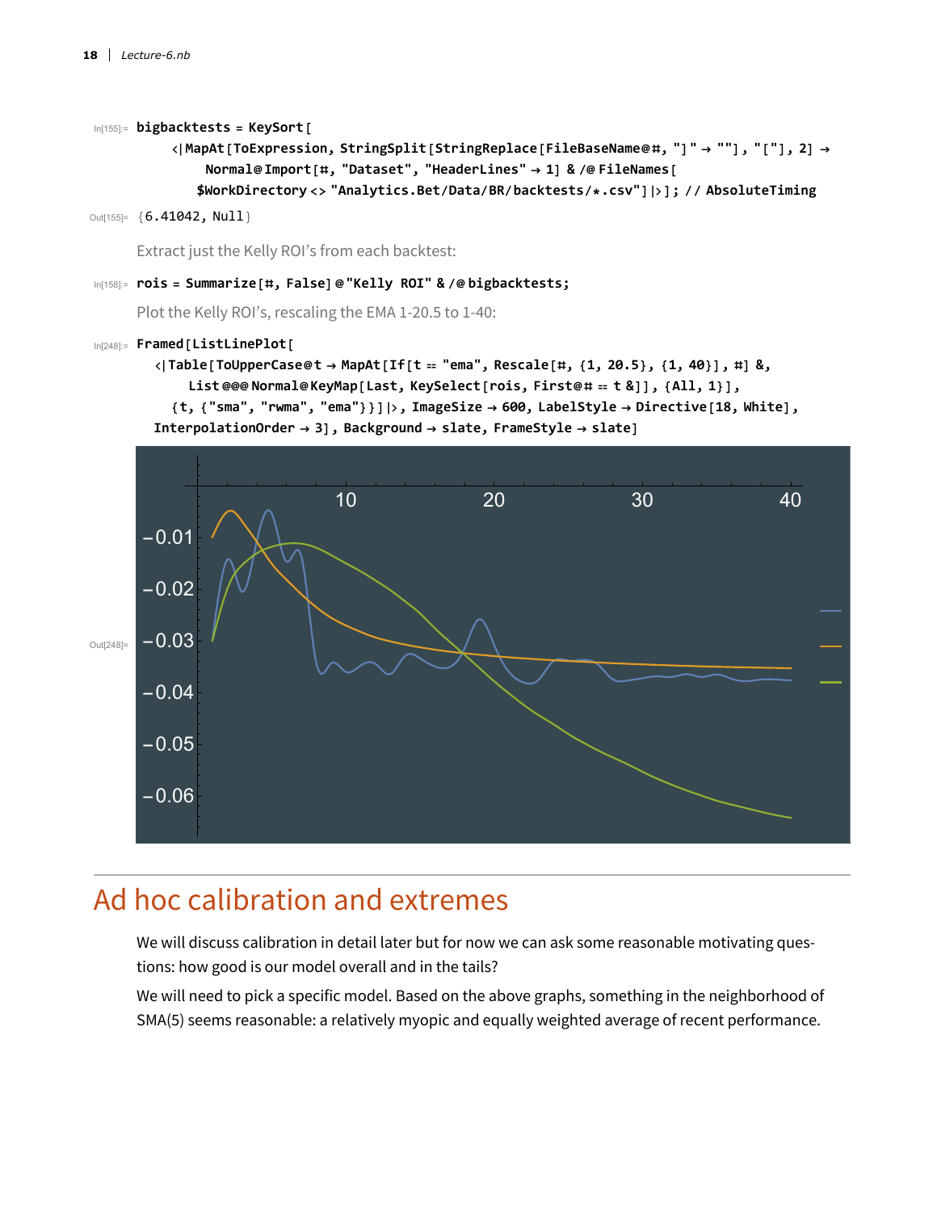```
In[155]:= bigbacktests = KeySort[
     <|MapAt[ToExpression, StringSplit[StringReplace[FileBaseName@#, "]" → ""], "[", 2] →
         Normal@Import[#, "Dataset", "HeaderLines" → 1] & /@ FileNames[
        $WorkDirectory <> "Analytics.Bet/Data/BR/backtests/*.csv"]|>]; // AbsoluteTiming

Out[155]= {6.41042, Null}
```

Extract just the Kelly ROI's from each backtest:

```
In[158]:= rois = Summarize[#, False]@"Kelly ROI" & /@ bigbacktests;
```

Plot the Kelly ROI's, rescaling the EMA 1-20.5 to 1-40:

```
In[248]:= Framed[ListLinePlot[
   <|Table[ToUpperCase@t → MapAt[If[t == "ema", Rescale[#, {1, 20.5}, {1, 40}], #] &,
       List @@@ Normal@KeyMap[Last, KeySelect[rois, First@# == t &]], {All, 1}],
     {t, {"sma", "rwma", "ema"}}]|>, ImageSize → 600, LabelStyle → Directive[18, White],
   InterpolationOrder → 3], Background → slate, FrameStyle → slate]
```

Out[248]=

# Ad hoc calibration and extremes

We will discuss calibration in detail later but for now we can ask some reasonable motivating questions: how good is our model overall and in the tails?

We will need to pick a specific model. Based on the above graphs, something in the neighborhood of SMA(5) seems reasonable: a relatively myopic and equally weighted average of recent performance.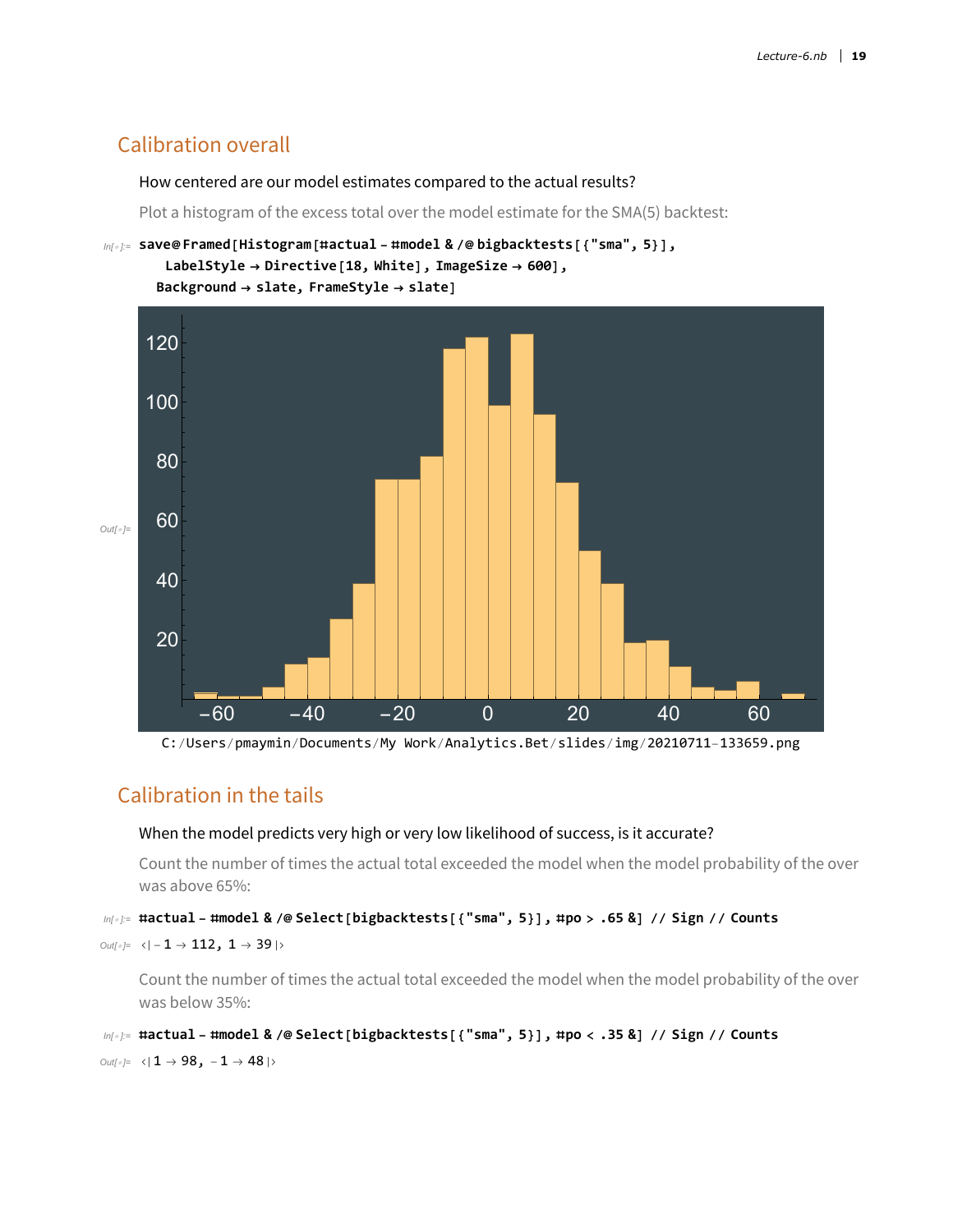## Calibration overall

How centered are our model estimates compared to the actual results?

Plot a histogram of the excess total over the model estimate for the SMA(5) backtest:

```
save@Framed[Histogram[#actual - #model & /@ bigbacktests[{"sma", 5}],
   LabelStyle → Directive[18, White], ImageSize → 600],
  Background → slate, FrameStyle → slate]
```

C:/Users/pmaymin/Documents/My Work/Analytics.Bet/slides/img/20210711-133659.png

## Calibration in the tails

When the model predicts very high or very low likelihood of success, is it accurate?

Count the number of times the actual total exceeded the model when the model probability of the over was above 65%:

```
#actual - #model & /@ Select[bigbacktests[{"sma", 5}], #po > .65 &] // Sign // Counts
```

```
<|-1 → 112, 1 → 39|>
```

Count the number of times the actual total exceeded the model when the model probability of the over was below 35%:

```
#actual - #model & /@ Select[bigbacktests[{"sma", 5}], #po < .35 &] // Sign // Counts
```

```
<|1 → 98, -1 → 48|>
```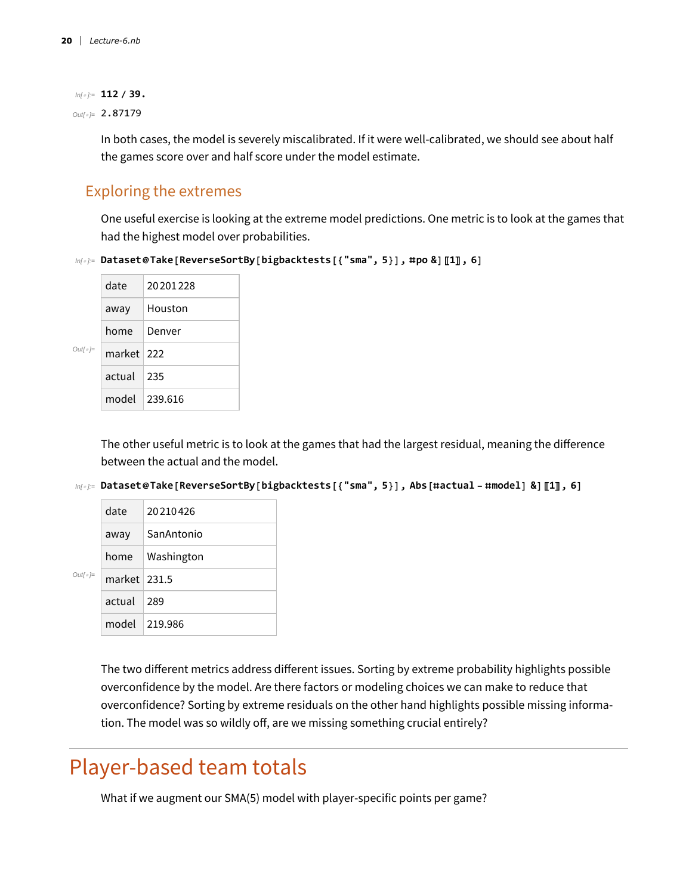```
In[•]:= 112 / 39.
Out[•]= 2.87179
```

In both cases, the model is severely miscalibrated. If it were well-calibrated, we should see about half the games score over and half score under the model estimate.

## Exploring the extremes

One useful exercise is looking at the extreme model predictions. One metric is to look at the games that had the highest model over probabilities.

```
In[•]:= Dataset@Take[ReverseSortBy[bigbacktests[{"sma", 5}], #po &][[1]], 6]
```

Out[•]=

| | |
|---|---|
| date | 20201228 |
| away | Houston |
| home | Denver |
| market | 222 |
| actual | 235 |
| model | 239.616 |

The other useful metric is to look at the games that had the largest residual, meaning the difference between the actual and the model.

```
In[•]:= Dataset@Take[ReverseSortBy[bigbacktests[{"sma", 5}], Abs[#actual - #model] &][[1]], 6]
```

Out[•]=

| | |
|---|---|
| date | 20210426 |
| away | SanAntonio |
| home | Washington |
| market | 231.5 |
| actual | 289 |
| model | 219.986 |

The two different metrics address different issues. Sorting by extreme probability highlights possible overconfidence by the model. Are there factors or modeling choices we can make to reduce that overconfidence? Sorting by extreme residuals on the other hand highlights possible missing information. The model was so wildly off, are we missing something crucial entirely?

# Player-based team totals

What if we augment our SMA(5) model with player-specific points per game?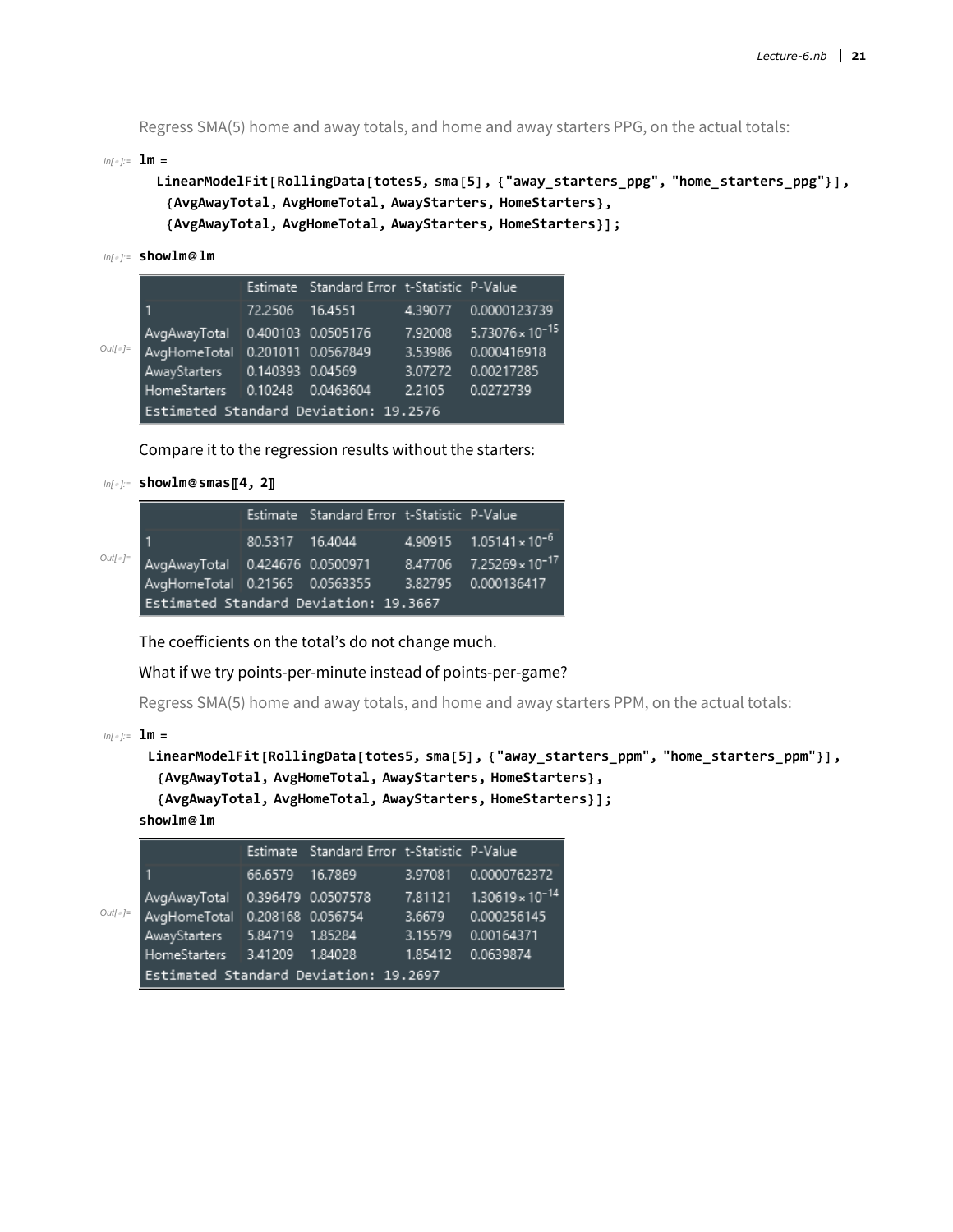Regress SMA(5) home and away totals, and home and away starters PPG, on the actual totals:

```
In[◦]:= lm =
  LinearModelFit[RollingData[totes5, sma[5], {"away_starters_ppg", "home_starters_ppg"}],
   {AvgAwayTotal, AvgHomeTotal, AwayStarters, HomeStarters},
   {AvgAwayTotal, AvgHomeTotal, AwayStarters, HomeStarters}];
```

```
In[◦]:= showlm@lm
```

| | Estimate | Standard Error | t-Statistic | P-Value |
|---|---|---|---|---|
| 1 | 72.2506 | 16.4551 | 4.39077 | 0.0000123739 |
| AvgAwayTotal | 0.400103 | 0.0505176 | 7.92008 | $5.73076 \times 10^{-15}$ |
| AvgHomeTotal | 0.201011 | 0.0567849 | 3.53986 | 0.000416918 |
| AwayStarters | 0.140393 | 0.04569 | 3.07272 | 0.00217285 |
| HomeStarters | 0.10248 | 0.0463604 | 2.2105 | 0.0272739 |

Estimated Standard Deviation: 19.2576

Compare it to the regression results without the starters:

```
In[◦]:= showlm@smas[[4, 2]]
```

| | Estimate | Standard Error | t-Statistic | P-Value |
|---|---|---|---|---|
| 1 | 80.5317 | 16.4044 | 4.90915 | $1.05141 \times 10^{-6}$ |
| AvgAwayTotal | 0.424676 | 0.0500971 | 8.47706 | $7.25269 \times 10^{-17}$ |
| AvgHomeTotal | 0.21565 | 0.0563355 | 3.82795 | 0.000136417 |

Estimated Standard Deviation: 19.3667

The coefficients on the total's do not change much.

What if we try points-per-minute instead of points-per-game?

Regress SMA(5) home and away totals, and home and away starters PPM, on the actual totals:

```
In[◦]:= lm =
  LinearModelFit[RollingData[totes5, sma[5], {"away_starters_ppm", "home_starters_ppm"}],
   {AvgAwayTotal, AvgHomeTotal, AwayStarters, HomeStarters},
   {AvgAwayTotal, AvgHomeTotal, AwayStarters, HomeStarters}];
showlm@lm
```

| | Estimate | Standard Error | t-Statistic | P-Value |
|---|---|---|---|---|
| 1 | 66.6579 | 16.7869 | 3.97081 | 0.0000762372 |
| AvgAwayTotal | 0.396479 | 0.0507578 | 7.81121 | $1.30619 \times 10^{-14}$ |
| AvgHomeTotal | 0.208168 | 0.056754 | 3.6679 | 0.000256145 |
| AwayStarters | 5.84719 | 1.85284 | 3.15579 | 0.00164371 |
| HomeStarters | 3.41209 | 1.84028 | 1.85412 | 0.0639874 |

Estimated Standard Deviation: 19.2697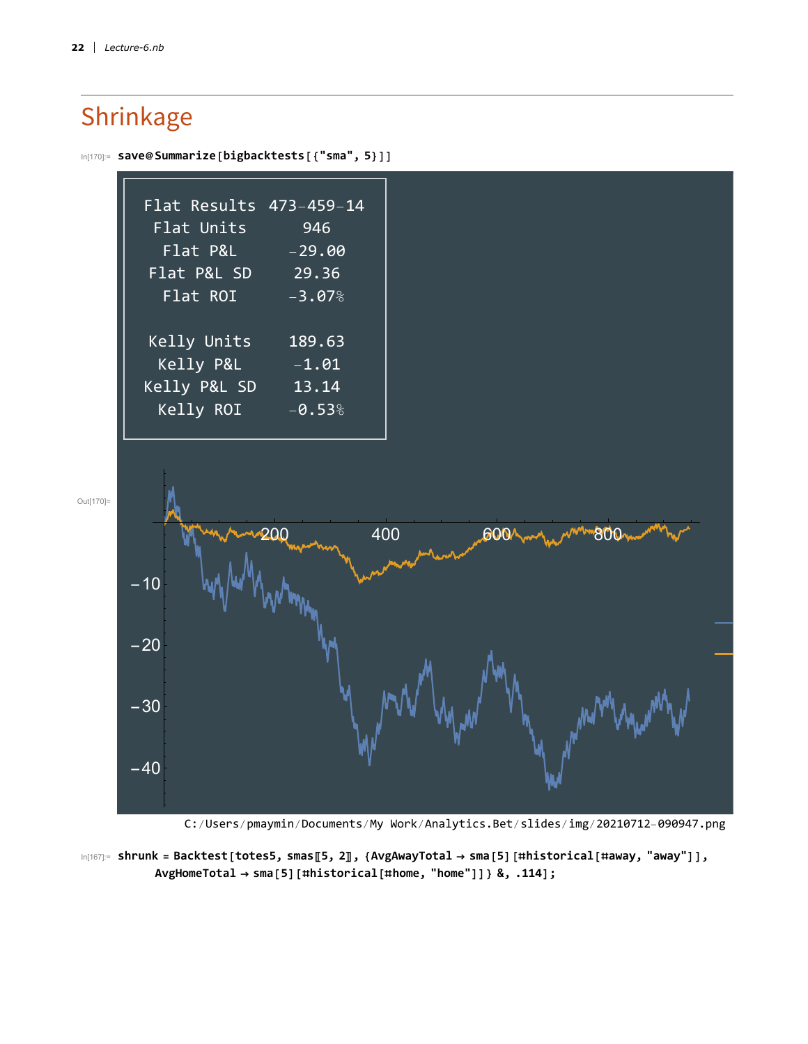## Shrinkage

In[170]:=
```
save@Summarize[bigbacktests[{"sma", 5}]]
```

Out[170]=

| | |
|---|---|
| Flat Results | 473–459–14 |
| Flat Units | 946 |
| Flat P&L | –29.00 |
| Flat P&L SD | 29.36 |
| Flat ROI | –3.07% |
| | |
| Kelly Units | 189.63 |
| Kelly P&L | –1.01 |
| Kelly P&L SD | 13.14 |
| Kelly ROI | –0.53% |

C:/Users/pmaymin/Documents/My Work/Analytics.Bet/slides/img/20210712-090947.png

In[167]:=
```
shrunk = Backtest[totes5, smas[[5, 2]], {AvgAwayTotal → sma[5][#historical[#away, "away"]],
    AvgHomeTotal → sma[5][#historical[#home, "home"]]} &, .114];
```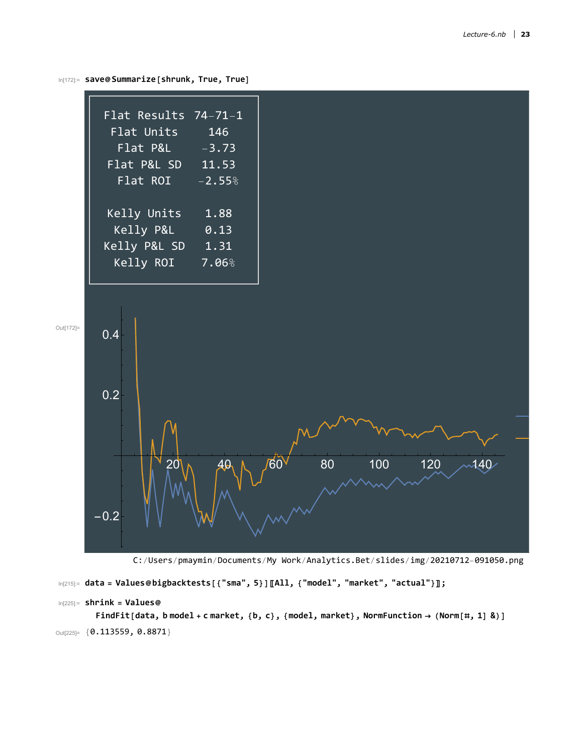In[172]:=

```
save@Summarize[shrunk, True, True]
```

Out[172]=

| | |
|---|---|
| Flat Results | 74–71–1 |
| Flat Units | 146 |
| Flat P&L | -3.73 |
| Flat P&L SD | 11.53 |
| Flat ROI | -2.55% |
| | |
| Kelly Units | 1.88 |
| Kelly P&L | 0.13 |
| Kelly P&L SD | 1.31 |
| Kelly ROI | 7.06% |

C:/Users/pmaymin/Documents/My Work/Analytics.Bet/slides/img/20210712-091050.png

In[215]:=

```
data = Values@bigbacktests[{"sma", 5}][[All, {"model", "market", "actual"}]];
```

In[225]:=

```
shrink = Values@
  FindFit[data, b model + c market, {b, c}, {model, market}, NormFunction → (Norm[#, 1] &)]
```

Out[225]=

```
{0.113559, 0.8871}
```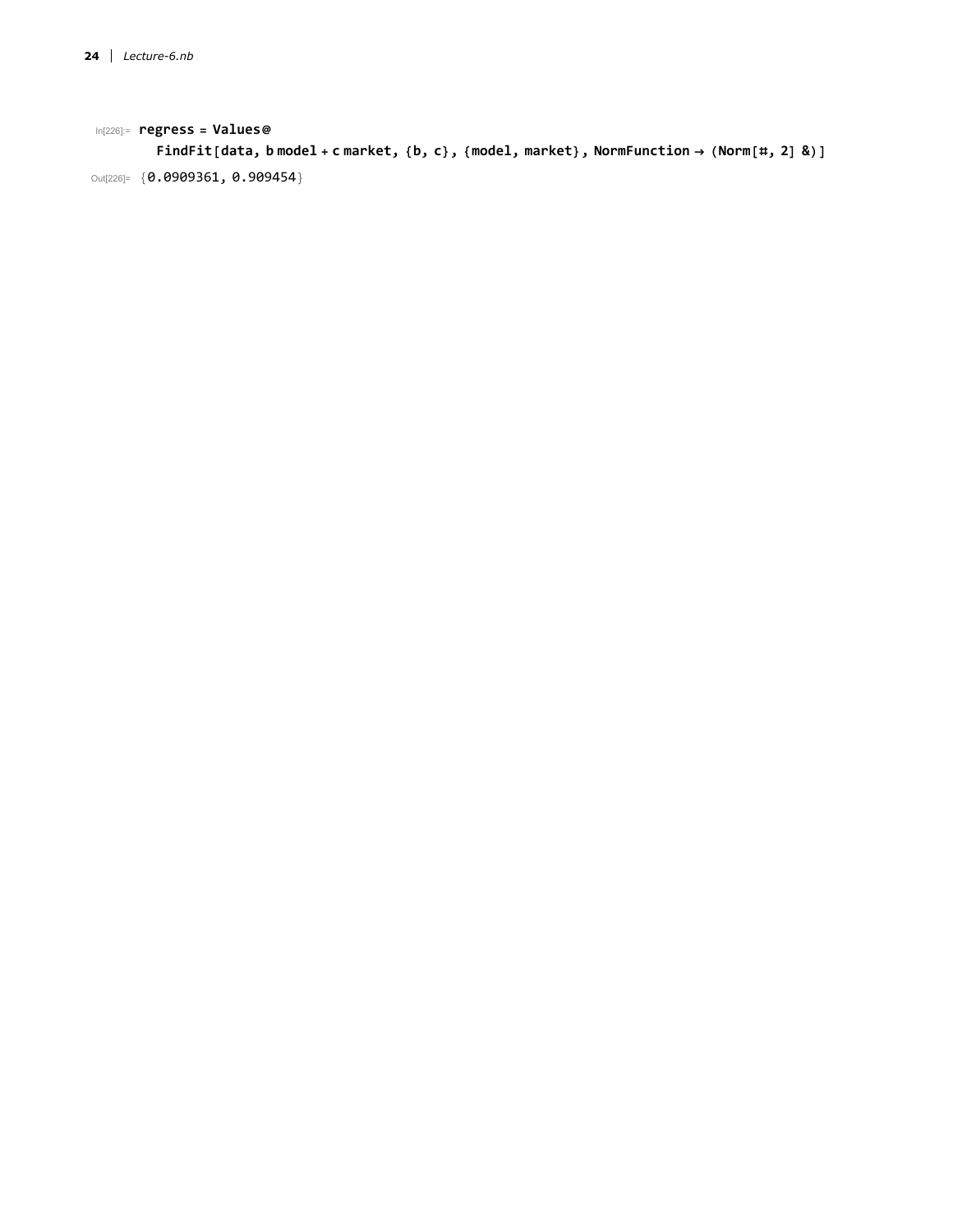In[226]:=

```
regress = Values@
  FindFit[data, b model + c market, {b, c}, {model, market}, NormFunction → (Norm[#, 2] &)]
```

Out[226]= {0.0909361, 0.909454}